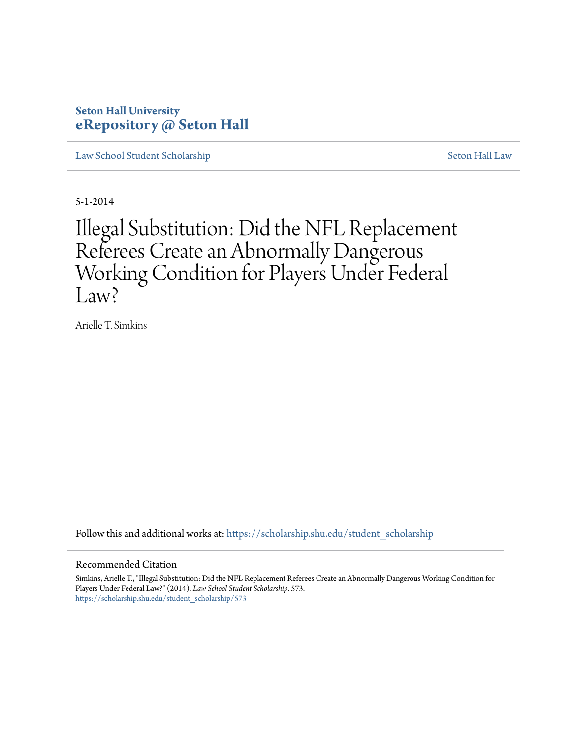Seton Hall University
**eRepository @ Seton Hall**

Law School Student Scholarship | Seton Hall Law

5-1-2014

# Illegal Substitution: Did the NFL Replacement Referees Create an Abnormally Dangerous Working Condition for Players Under Federal Law?

Arielle T. Simkins

Follow this and additional works at: https://scholarship.shu.edu/student_scholarship

## Recommended Citation

Simkins, Arielle T., "Illegal Substitution: Did the NFL Replacement Referees Create an Abnormally Dangerous Working Condition for Players Under Federal Law?" (2014). *Law School Student Scholarship*. 573.
https://scholarship.shu.edu/student_scholarship/573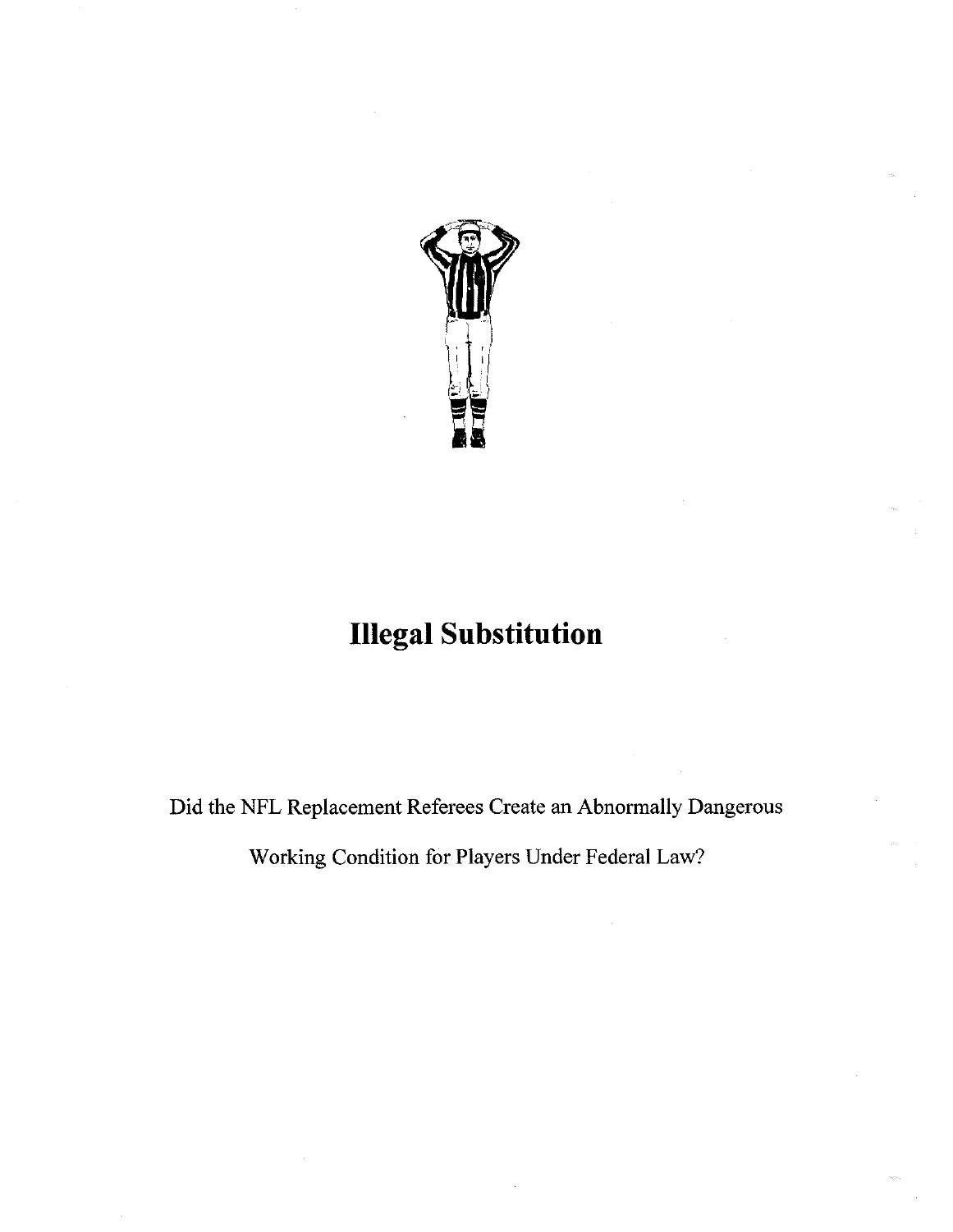# Illegal Substitution

Did the NFL Replacement Referees Create an Abnormally Dangerous Working Condition for Players Under Federal Law?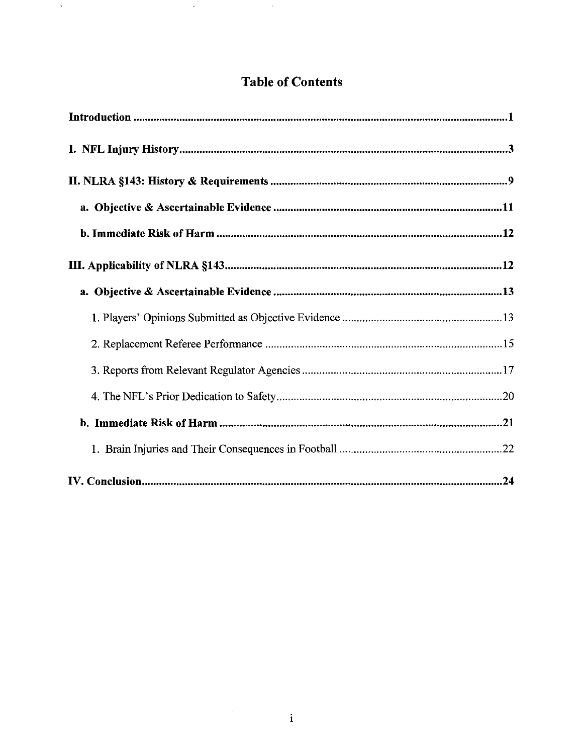# Table of Contents

**Introduction** ..... **1**

**I. NFL Injury History** ..... **3**

**II. NLRA §143: History & Requirements** ..... **9**

- **a. Objective & Ascertainable Evidence** ..... **11**
- **b. Immediate Risk of Harm** ..... **12**

**III. Applicability of NLRA §143** ..... **12**

- **a. Objective & Ascertainable Evidence** ..... **13**
  1. Players' Opinions Submitted as Objective Evidence ..... 13
  2. Replacement Referee Performance ..... 15
  3. Reports from Relevant Regulator Agencies ..... 17
  4. The NFL's Prior Dedication to Safety ..... 20
- **b. Immediate Risk of Harm** ..... **21**
  1. Brain Injuries and Their Consequences in Football ..... 22

**IV. Conclusion** ..... **24**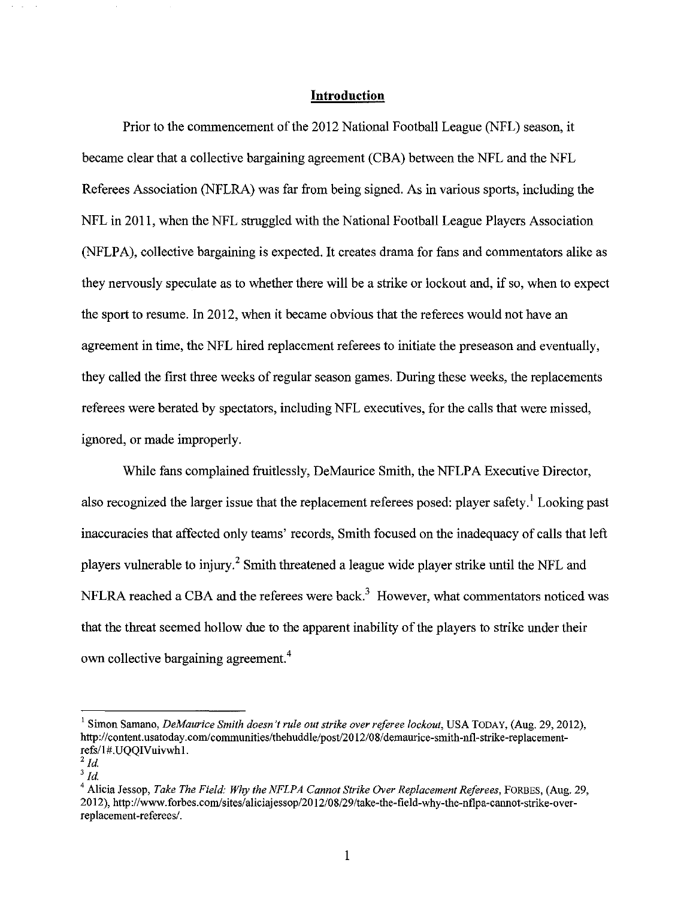## Introduction

Prior to the commencement of the 2012 National Football League (NFL) season, it became clear that a collective bargaining agreement (CBA) between the NFL and the NFL Referees Association (NFLRA) was far from being signed. As in various sports, including the NFL in 2011, when the NFL struggled with the National Football League Players Association (NFLPA), collective bargaining is expected. It creates drama for fans and commentators alike as they nervously speculate as to whether there will be a strike or lockout and, if so, when to expect the sport to resume. In 2012, when it became obvious that the referees would not have an agreement in time, the NFL hired replacement referees to initiate the preseason and eventually, they called the first three weeks of regular season games. During these weeks, the replacements referees were berated by spectators, including NFL executives, for the calls that were missed, ignored, or made improperly.

While fans complained fruitlessly, DeMaurice Smith, the NFLPA Executive Director, also recognized the larger issue that the replacement referees posed: player safety.[1] Looking past inaccuracies that affected only teams' records, Smith focused on the inadequacy of calls that left players vulnerable to injury.[2] Smith threatened a league wide player strike until the NFL and NFLRA reached a CBA and the referees were back.[3] However, what commentators noticed was that the threat seemed hollow due to the apparent inability of the players to strike under their own collective bargaining agreement.[4]

---

[1] Simon Samano, *DeMaurice Smith doesn't rule out strike over referee lockout*, USA TODAY, (Aug. 29, 2012), http://content.usatoday.com/communities/thehuddle/post/2012/08/demaurice-smith-nfl-strike-replacement-refs/1#.UQQIVuivwh1.

[2] *Id.*

[3] *Id.*

[4] Alicia Jessop, *Take The Field: Why the NFLPA Cannot Strike Over Replacement Referees*, FORBES, (Aug. 29, 2012), http://www.forbes.com/sites/aliciajessop/2012/08/29/take-the-field-why-the-nflpa-cannot-strike-over-replacement-referees/.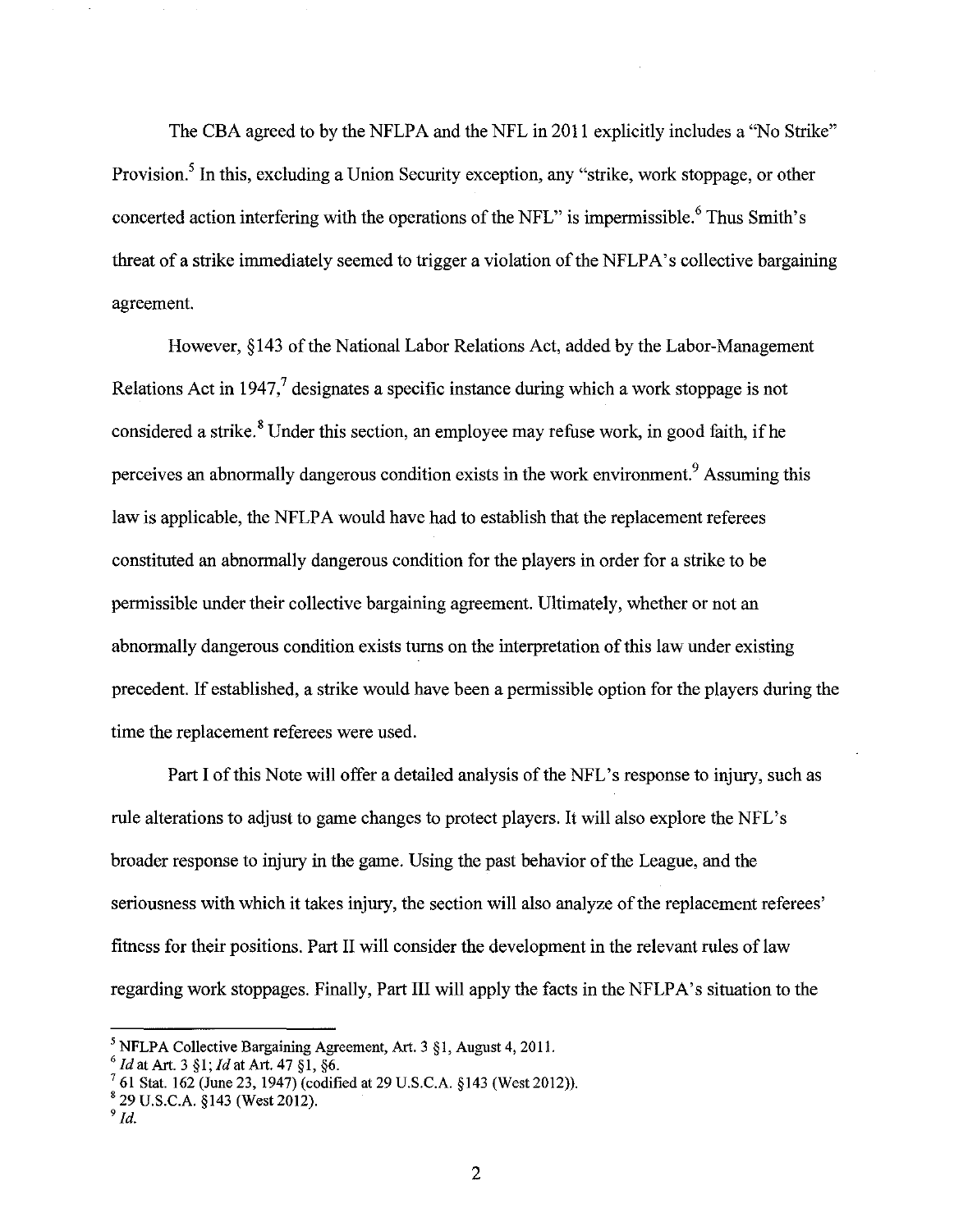The CBA agreed to by the NFLPA and the NFL in 2011 explicitly includes a "No Strike" Provision.[5] In this, excluding a Union Security exception, any "strike, work stoppage, or other concerted action interfering with the operations of the NFL" is impermissible.[6] Thus Smith's threat of a strike immediately seemed to trigger a violation of the NFLPA's collective bargaining agreement.

However, §143 of the National Labor Relations Act, added by the Labor-Management Relations Act in 1947,[7] designates a specific instance during which a work stoppage is not considered a strike.[8] Under this section, an employee may refuse work, in good faith, if he perceives an abnormally dangerous condition exists in the work environment.[9] Assuming this law is applicable, the NFLPA would have had to establish that the replacement referees constituted an abnormally dangerous condition for the players in order for a strike to be permissible under their collective bargaining agreement. Ultimately, whether or not an abnormally dangerous condition exists turns on the interpretation of this law under existing precedent. If established, a strike would have been a permissible option for the players during the time the replacement referees were used.

Part I of this Note will offer a detailed analysis of the NFL's response to injury, such as rule alterations to adjust to game changes to protect players. It will also explore the NFL's broader response to injury in the game. Using the past behavior of the League, and the seriousness with which it takes injury, the section will also analyze of the replacement referees' fitness for their positions. Part II will consider the development in the relevant rules of law regarding work stoppages. Finally, Part III will apply the facts in the NFLPA's situation to the

---

[5] NFLPA Collective Bargaining Agreement, Art. 3 §1, August 4, 2011.

[6] *Id* at Art. 3 §1; *Id* at Art. 47 §1, §6.

[7] 61 Stat. 162 (June 23, 1947) (codified at 29 U.S.C.A. §143 (West 2012)).

[8] 29 U.S.C.A. §143 (West 2012).

[9] *Id.*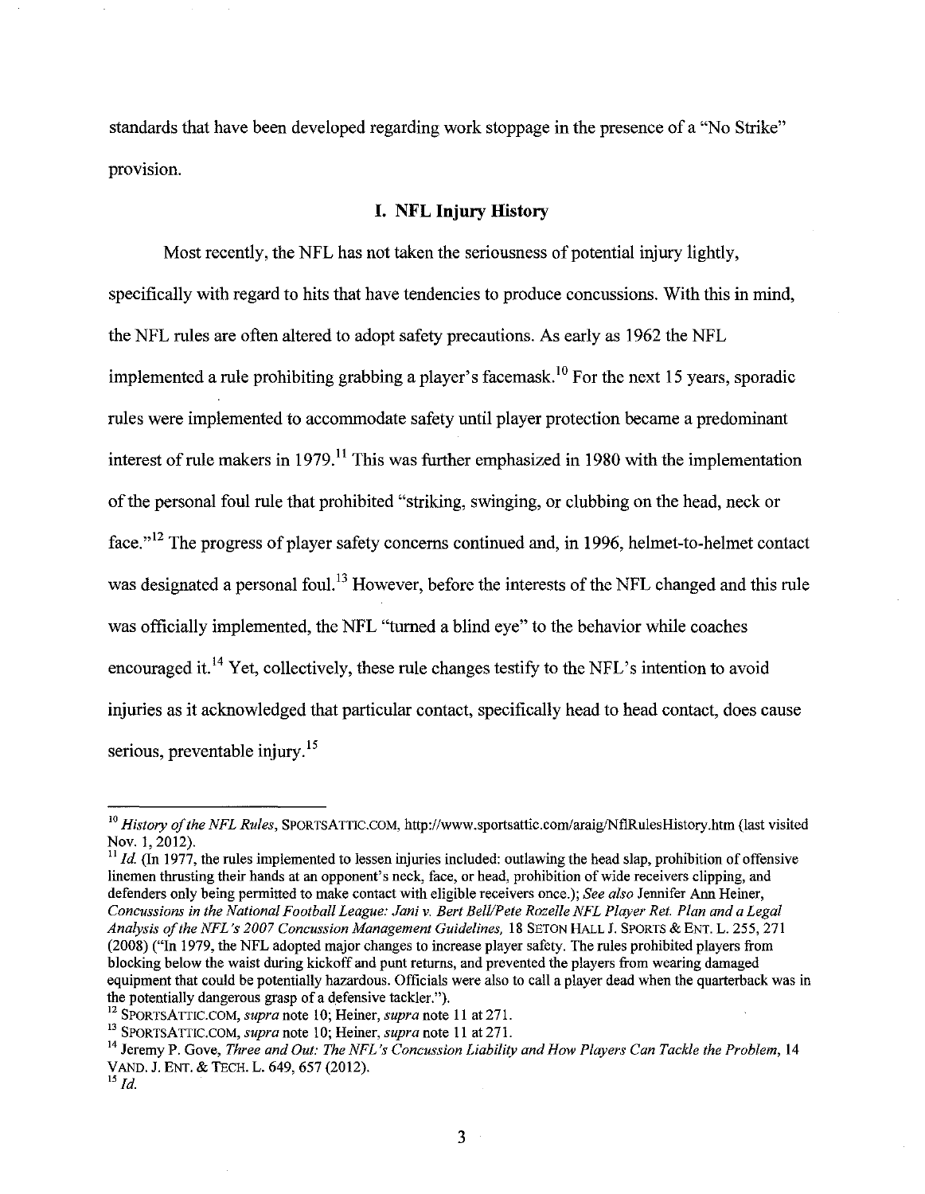standards that have been developed regarding work stoppage in the presence of a "No Strike" provision.

## I. NFL Injury History

Most recently, the NFL has not taken the seriousness of potential injury lightly, specifically with regard to hits that have tendencies to produce concussions. With this in mind, the NFL rules are often altered to adopt safety precautions. As early as 1962 the NFL implemented a rule prohibiting grabbing a player's facemask.[10] For the next 15 years, sporadic rules were implemented to accommodate safety until player protection became a predominant interest of rule makers in 1979.[11] This was further emphasized in 1980 with the implementation of the personal foul rule that prohibited "striking, swinging, or clubbing on the head, neck or face."[12] The progress of player safety concerns continued and, in 1996, helmet-to-helmet contact was designated a personal foul.[13] However, before the interests of the NFL changed and this rule was officially implemented, the NFL "turned a blind eye" to the behavior while coaches encouraged it.[14] Yet, collectively, these rule changes testify to the NFL's intention to avoid injuries as it acknowledged that particular contact, specifically head to head contact, does cause serious, preventable injury.[15]

---

[10] *History of the NFL Rules*, SPORTSATTIC.COM, http://www.sportsattic.com/araig/NflRulesHistory.htm (last visited Nov. 1, 2012).

[11] *Id.* (In 1977, the rules implemented to lessen injuries included: outlawing the head slap, prohibition of offensive linemen thrusting their hands at an opponent's neck, face, or head, prohibition of wide receivers clipping, and defenders only being permitted to make contact with eligible receivers once.); *See also* Jennifer Ann Heiner, *Concussions in the National Football League: Jani v. Bert Bell/Pete Rozelle NFL Player Ret. Plan and a Legal Analysis of the NFL's 2007 Concussion Management Guidelines,* 18 SETON HALL J. SPORTS & ENT. L. 255, 271 (2008) ("In 1979, the NFL adopted major changes to increase player safety. The rules prohibited players from blocking below the waist during kickoff and punt returns, and prevented the players from wearing damaged equipment that could be potentially hazardous. Officials were also to call a player dead when the quarterback was in the potentially dangerous grasp of a defensive tackler.").

[12] SPORTSATTIC.COM, *supra* note 10; Heiner, *supra* note 11 at 271.

[13] SPORTSATTIC.COM, *supra* note 10; Heiner, *supra* note 11 at 271.

[14] Jeremy P. Gove, *Three and Out: The NFL's Concussion Liability and How Players Can Tackle the Problem,* 14 VAND. J. ENT. & TECH. L. 649, 657 (2012).

[15] *Id.*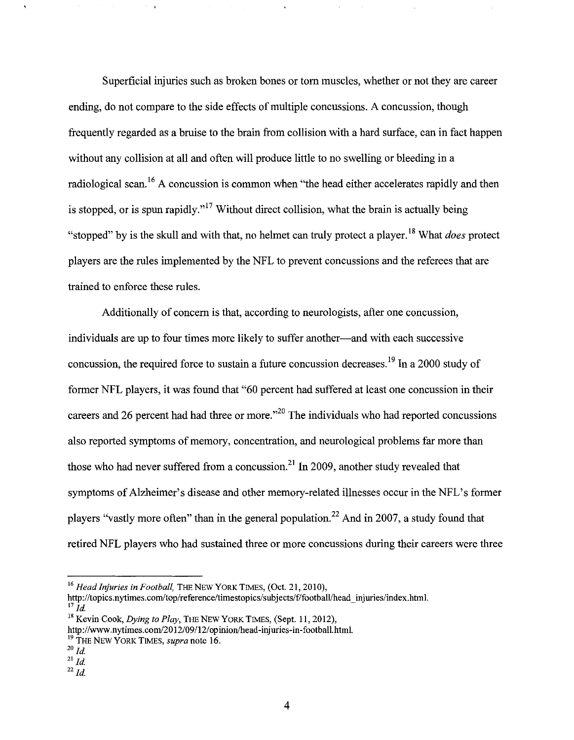Superficial injuries such as broken bones or torn muscles, whether or not they are career ending, do not compare to the side effects of multiple concussions. A concussion, though frequently regarded as a bruise to the brain from collision with a hard surface, can in fact happen without any collision at all and often will produce little to no swelling or bleeding in a radiological scan.[16] A concussion is common when "the head either accelerates rapidly and then is stopped, or is spun rapidly."[17] Without direct collision, what the brain is actually being "stopped" by is the skull and with that, no helmet can truly protect a player.[18] What *does* protect players are the rules implemented by the NFL to prevent concussions and the referees that are trained to enforce these rules.

Additionally of concern is that, according to neurologists, after one concussion, individuals are up to four times more likely to suffer another—and with each successive concussion, the required force to sustain a future concussion decreases.[19] In a 2000 study of former NFL players, it was found that "60 percent had suffered at least one concussion in their careers and 26 percent had had three or more."[20] The individuals who had reported concussions also reported symptoms of memory, concentration, and neurological problems far more than those who had never suffered from a concussion.[21] In 2009, another study revealed that symptoms of Alzheimer's disease and other memory-related illnesses occur in the NFL's former players "vastly more often" than in the general population.[22] And in 2007, a study found that retired NFL players who had sustained three or more concussions during their careers were three

---

[16] *Head Injuries in Football*, THE NEW YORK TIMES, (Oct. 21, 2010), http://topics.nytimes.com/top/reference/timestopics/subjects/f/football/head_injuries/index.html.

[17] *Id.*

[18] Kevin Cook, *Dying to Play*, THE NEW YORK TIMES, (Sept. 11, 2012), http://www.nytimes.com/2012/09/12/opinion/head-injuries-in-football.html.

[19] THE NEW YORK TIMES, *supra* note 16.

[20] *Id.*

[21] *Id.*

[22] *Id.*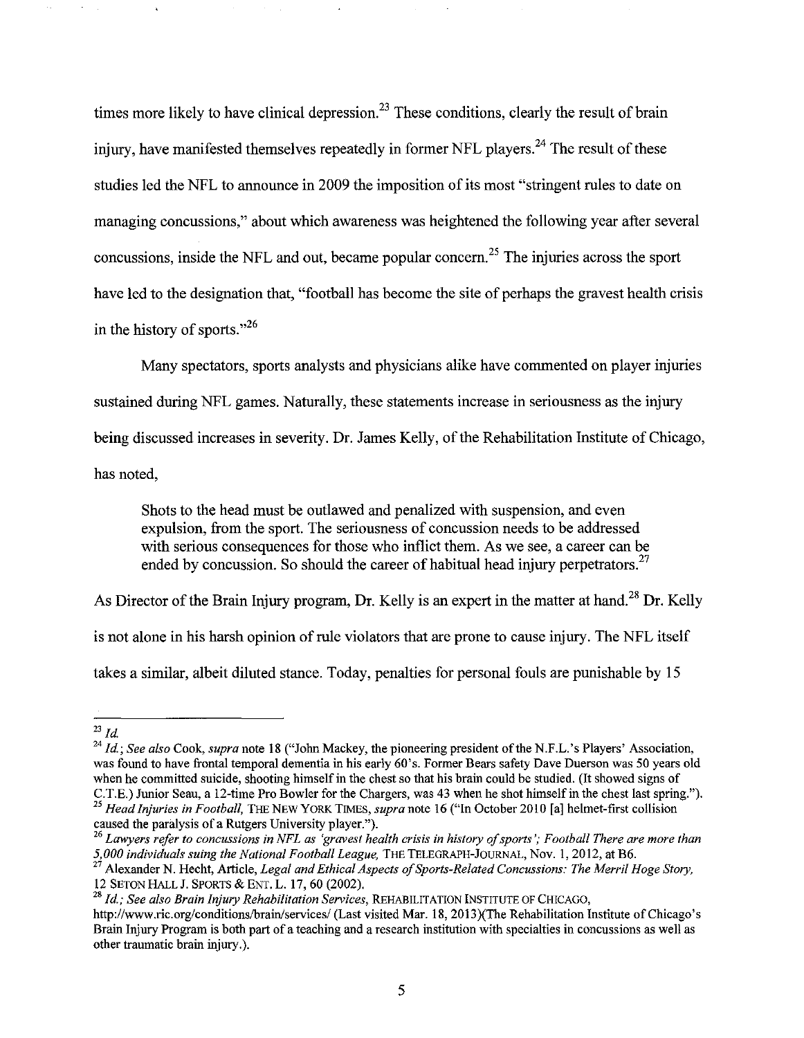times more likely to have clinical depression.[23] These conditions, clearly the result of brain injury, have manifested themselves repeatedly in former NFL players.[24] The result of these studies led the NFL to announce in 2009 the imposition of its most "stringent rules to date on managing concussions," about which awareness was heightened the following year after several concussions, inside the NFL and out, became popular concern.[25] The injuries across the sport have led to the designation that, "football has become the site of perhaps the gravest health crisis in the history of sports."[26]

Many spectators, sports analysts and physicians alike have commented on player injuries sustained during NFL games. Naturally, these statements increase in seriousness as the injury being discussed increases in severity. Dr. James Kelly, of the Rehabilitation Institute of Chicago, has noted,

> Shots to the head must be outlawed and penalized with suspension, and even expulsion, from the sport. The seriousness of concussion needs to be addressed with serious consequences for those who inflict them. As we see, a career can be ended by concussion. So should the career of habitual head injury perpetrators.[27]

As Director of the Brain Injury program, Dr. Kelly is an expert in the matter at hand.[28] Dr. Kelly is not alone in his harsh opinion of rule violators that are prone to cause injury. The NFL itself takes a similar, albeit diluted stance. Today, penalties for personal fouls are punishable by 15

---

[23] *Id.*

[24] *Id.*; *See also* Cook, *supra* note 18 ("John Mackey, the pioneering president of the N.F.L.'s Players' Association, was found to have frontal temporal dementia in his early 60's. Former Bears safety Dave Duerson was 50 years old when he committed suicide, shooting himself in the chest so that his brain could be studied. (It showed signs of C.T.E.) Junior Seau, a 12-time Pro Bowler for the Chargers, was 43 when he shot himself in the chest last spring.").

[25] *Head Injuries in Football,* THE NEW YORK TIMES, *supra* note 16 ("In October 2010 [a] helmet-first collision caused the paralysis of a Rutgers University player.").

[26] *Lawyers refer to concussions in NFL as 'gravest health crisis in history of sports'; Football There are more than 5,000 individuals suing the National Football League,* THE TELEGRAPH-JOURNAL, Nov. 1, 2012, at B6.

[27] Alexander N. Hecht, Article, *Legal and Ethical Aspects of Sports-Related Concussions: The Merril Hoge Story,* 12 SETON HALL J. SPORTS & ENT. L. 17, 60 (2002).

[28] *Id.*; *See also Brain Injury Rehabilitation Services,* REHABILITATION INSTITUTE OF CHICAGO, http://www.ric.org/conditions/brain/services/ (Last visited Mar. 18, 2013)(The Rehabilitation Institute of Chicago's Brain Injury Program is both part of a teaching and a research institution with specialties in concussions as well as other traumatic brain injury.).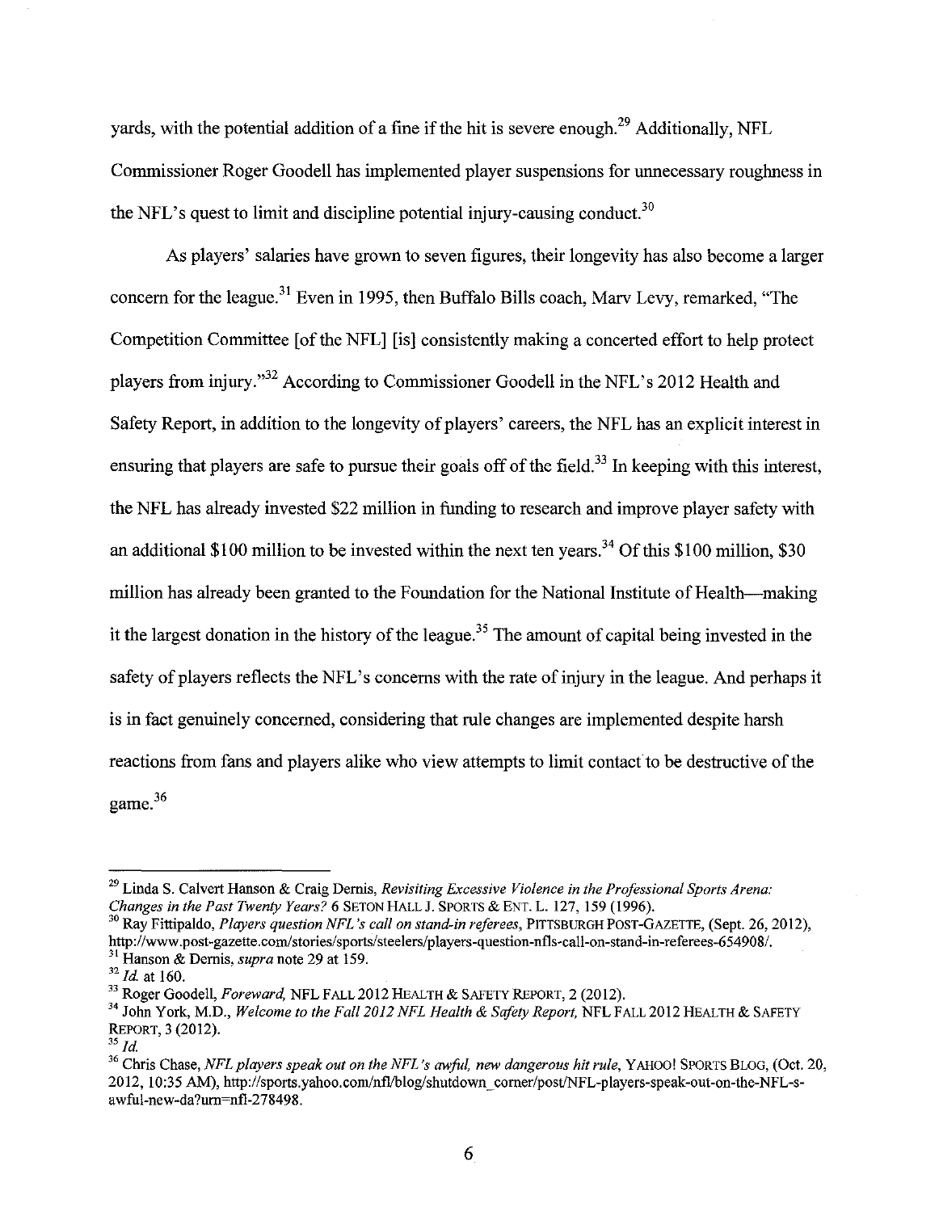yards, with the potential addition of a fine if the hit is severe enough.[29] Additionally, NFL Commissioner Roger Goodell has implemented player suspensions for unnecessary roughness in the NFL's quest to limit and discipline potential injury-causing conduct.[30]

As players' salaries have grown to seven figures, their longevity has also become a larger concern for the league.[31] Even in 1995, then Buffalo Bills coach, Marv Levy, remarked, "The Competition Committee [of the NFL] [is] consistently making a concerted effort to help protect players from injury."[32] According to Commissioner Goodell in the NFL's 2012 Health and Safety Report, in addition to the longevity of players' careers, the NFL has an explicit interest in ensuring that players are safe to pursue their goals off of the field.[33] In keeping with this interest, the NFL has already invested $22 million in funding to research and improve player safety with an additional $100 million to be invested within the next ten years.[34] Of this $100 million, $30 million has already been granted to the Foundation for the National Institute of Health—making it the largest donation in the history of the league.[35] The amount of capital being invested in the safety of players reflects the NFL's concerns with the rate of injury in the league. And perhaps it is in fact genuinely concerned, considering that rule changes are implemented despite harsh reactions from fans and players alike who view attempts to limit contact to be destructive of the game.[36]

---

[29] Linda S. Calvert Hanson & Craig Dernis, *Revisiting Excessive Violence in the Professional Sports Arena: Changes in the Past Twenty Years?* 6 SETON HALL J. SPORTS & ENT. L. 127, 159 (1996).

[30] Ray Fittipaldo, *Players question NFL's call on stand-in referees*, PITTSBURGH POST-GAZETTE, (Sept. 26, 2012), http://www.post-gazette.com/stories/sports/steelers/players-question-nfls-call-on-stand-in-referees-654908/.

[31] Hanson & Dernis, *supra* note 29 at 159.

[32] *Id.* at 160.

[33] Roger Goodell, *Foreward,* NFL FALL 2012 HEALTH & SAFETY REPORT, 2 (2012).

[34] John York, M.D., *Welcome to the Fall 2012 NFL Health & Safety Report,* NFL FALL 2012 HEALTH & SAFETY REPORT, 3 (2012).

[35] *Id.*

[36] Chris Chase, *NFL players speak out on the NFL's awful, new dangerous hit rule*, YAHOO! SPORTS BLOG, (Oct. 20, 2012, 10:35 AM), http://sports.yahoo.com/nfl/blog/shutdown_corner/post/NFL-players-speak-out-on-the-NFL-s-awful-new-da?urn=nfl-278498.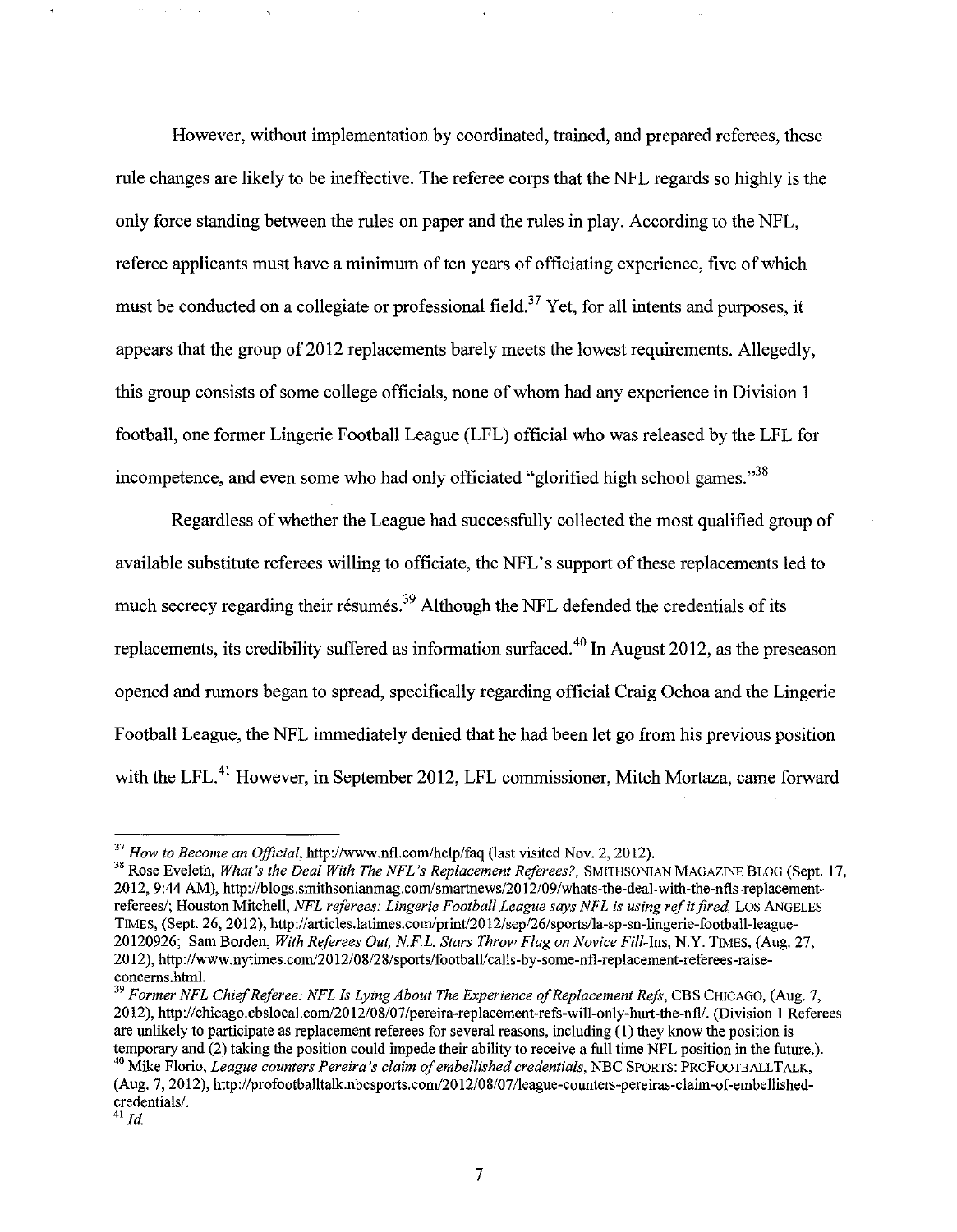However, without implementation by coordinated, trained, and prepared referees, these rule changes are likely to be ineffective. The referee corps that the NFL regards so highly is the only force standing between the rules on paper and the rules in play. According to the NFL, referee applicants must have a minimum of ten years of officiating experience, five of which must be conducted on a collegiate or professional field.[37] Yet, for all intents and purposes, it appears that the group of 2012 replacements barely meets the lowest requirements. Allegedly, this group consists of some college officials, none of whom had any experience in Division 1 football, one former Lingerie Football League (LFL) official who was released by the LFL for incompetence, and even some who had only officiated "glorified high school games."[38]

Regardless of whether the League had successfully collected the most qualified group of available substitute referees willing to officiate, the NFL's support of these replacements led to much secrecy regarding their résumés.[39] Although the NFL defended the credentials of its replacements, its credibility suffered as information surfaced.[40] In August 2012, as the preseason opened and rumors began to spread, specifically regarding official Craig Ochoa and the Lingerie Football League, the NFL immediately denied that he had been let go from his previous position with the LFL.[41] However, in September 2012, LFL commissioner, Mitch Mortaza, came forward

---

[37] *How to Become an Official*, http://www.nfl.com/help/faq (last visited Nov. 2, 2012).

[38] Rose Eveleth, *What's the Deal With The NFL's Replacement Referees?*, SMITHSONIAN MAGAZINE BLOG (Sept. 17, 2012, 9:44 AM), http://blogs.smithsonianmag.com/smartnews/2012/09/whats-the-deal-with-the-nfls-replacement-referees/; Houston Mitchell, *NFL referees: Lingerie Football League says NFL is using ref it fired*, LOS ANGELES TIMES, (Sept. 26, 2012), http://articles.latimes.com/print/2012/sep/26/sports/la-sp-sn-lingerie-football-league-20120926; Sam Borden, *With Referees Out, N.F.L. Stars Throw Flag on Novice Fill-*Ins, N.Y. TIMES, (Aug. 27, 2012), http://www.nytimes.com/2012/08/28/sports/football/calls-by-some-nfl-replacement-referees-raise-concerns.html.

[39] *Former NFL Chief Referee: NFL Is Lying About The Experience of Replacement Refs*, CBS CHICAGO, (Aug. 7, 2012), http://chicago.cbslocal.com/2012/08/07/pereira-replacement-refs-will-only-hurt-the-nfl/. (Division 1 Referees are unlikely to participate as replacement referees for several reasons, including (1) they know the position is temporary and (2) taking the position could impede their ability to receive a full time NFL position in the future.).

[40] Mike Florio, *League counters Pereira's claim of embellished credentials*, NBC SPORTS: PROFOOTBALLTALK, (Aug. 7, 2012), http://profootballtalk.nbcsports.com/2012/08/07/league-counters-pereiras-claim-of-embellished-credentials/.

[41] *Id.*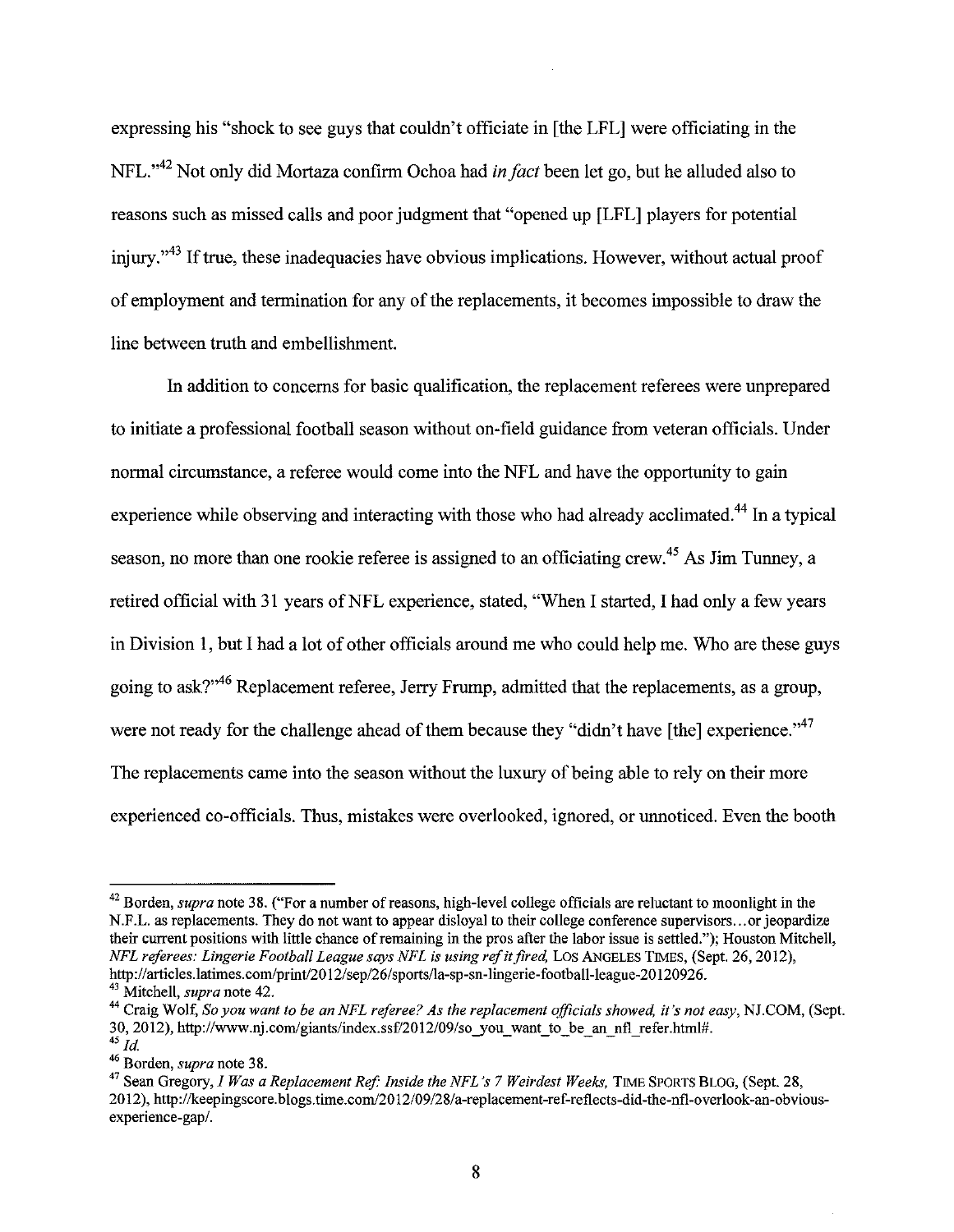expressing his "shock to see guys that couldn't officiate in [the LFL] were officiating in the NFL."[42] Not only did Mortaza confirm Ochoa had *in fact* been let go, but he alluded also to reasons such as missed calls and poor judgment that "opened up [LFL] players for potential injury."[43] If true, these inadequacies have obvious implications. However, without actual proof of employment and termination for any of the replacements, it becomes impossible to draw the line between truth and embellishment.

In addition to concerns for basic qualification, the replacement referees were unprepared to initiate a professional football season without on-field guidance from veteran officials. Under normal circumstance, a referee would come into the NFL and have the opportunity to gain experience while observing and interacting with those who had already acclimated.[44] In a typical season, no more than one rookie referee is assigned to an officiating crew.[45] As Jim Tunney, a retired official with 31 years of NFL experience, stated, "When I started, I had only a few years in Division 1, but I had a lot of other officials around me who could help me. Who are these guys going to ask?"[46] Replacement referee, Jerry Frump, admitted that the replacements, as a group, were not ready for the challenge ahead of them because they "didn't have [the] experience."[47] The replacements came into the season without the luxury of being able to rely on their more experienced co-officials. Thus, mistakes were overlooked, ignored, or unnoticed. Even the booth

---

[42] Borden, *supra* note 38. ("For a number of reasons, high-level college officials are reluctant to moonlight in the N.F.L. as replacements. They do not want to appear disloyal to their college conference supervisors…or jeopardize their current positions with little chance of remaining in the pros after the labor issue is settled."); Houston Mitchell, *NFL referees: Lingerie Football League says NFL is using ref it fired*, LOS ANGELES TIMES, (Sept. 26, 2012), http://articles.latimes.com/print/2012/sep/26/sports/la-sp-sn-lingerie-football-league-20120926.

[43] Mitchell, *supra* note 42.

[44] Craig Wolf, *So you want to be an NFL referee? As the replacement officials showed, it's not easy*, NJ.COM, (Sept. 30, 2012), http://www.nj.com/giants/index.ssf/2012/09/so_you_want_to_be_an_nfl_refer.html#.

[45] *Id.*

[46] Borden, *supra* note 38.

[47] Sean Gregory, *I Was a Replacement Ref: Inside the NFL's 7 Weirdest Weeks*, TIME SPORTS BLOG, (Sept. 28, 2012), http://keepingscore.blogs.time.com/2012/09/28/a-replacement-ref-reflects-did-the-nfl-overlook-an-obvious-experience-gap/.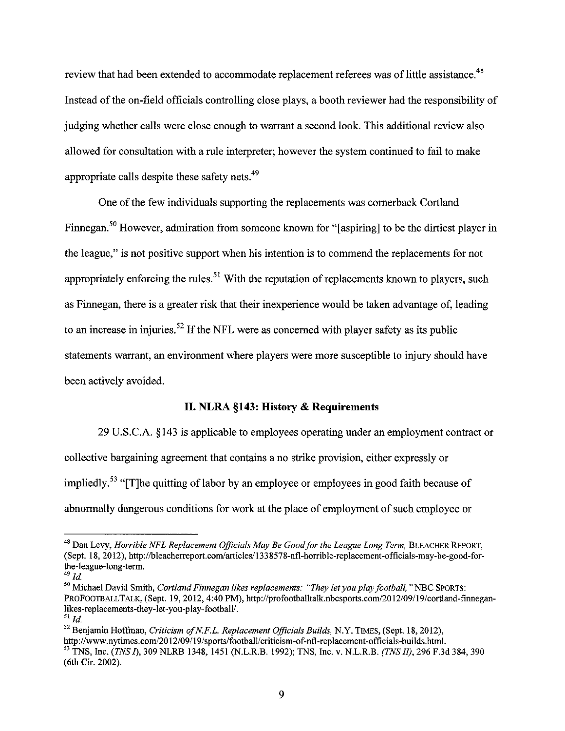review that had been extended to accommodate replacement referees was of little assistance.[48] Instead of the on-field officials controlling close plays, a booth reviewer had the responsibility of judging whether calls were close enough to warrant a second look. This additional review also allowed for consultation with a rule interpreter; however the system continued to fail to make appropriate calls despite these safety nets.[49]

One of the few individuals supporting the replacements was cornerback Cortland Finnegan.[50] However, admiration from someone known for "[aspiring] to be the dirtiest player in the league," is not positive support when his intention is to commend the replacements for not appropriately enforcing the rules.[51] With the reputation of replacements known to players, such as Finnegan, there is a greater risk that their inexperience would be taken advantage of, leading to an increase in injuries.[52] If the NFL were as concerned with player safety as its public statements warrant, an environment where players were more susceptible to injury should have been actively avoided.

## II. NLRA §143: History & Requirements

29 U.S.C.A. §143 is applicable to employees operating under an employment contract or collective bargaining agreement that contains a no strike provision, either expressly or impliedly.[53] "[T]he quitting of labor by an employee or employees in good faith because of abnormally dangerous conditions for work at the place of employment of such employee or

---

[48] Dan Levy, *Horrible NFL Replacement Officials May Be Good for the League Long Term,* BLEACHER REPORT, (Sept. 18, 2012), http://bleacherreport.com/articles/1338578-nfl-horrible-replacement-officials-may-be-good-for-the-league-long-term.

[49] *Id.*

[50] Michael David Smith, *Cortland Finnegan likes replacements: "They let you play football,"* NBC SPORTS: PROFOOTBALLTALK, (Sept. 19, 2012, 4:40 PM), http://profootballtalk.nbcsports.com/2012/09/19/cortland-finnegan-likes-replacements-they-let-you-play-football/.

[51] *Id.*

[52] Benjamin Hoffman, *Criticism of N.F.L. Replacement Officials Builds,* N.Y. TIMES, (Sept. 18, 2012), http://www.nytimes.com/2012/09/19/sports/football/criticism-of-nfl-replacement-officials-builds.html.

[53] TNS, Inc. (*TNS I*), 309 NLRB 1348, 1451 (N.L.R.B. 1992); TNS, Inc. v. N.L.R.B. *(TNS II)*, 296 F.3d 384, 390 (6th Cir. 2002).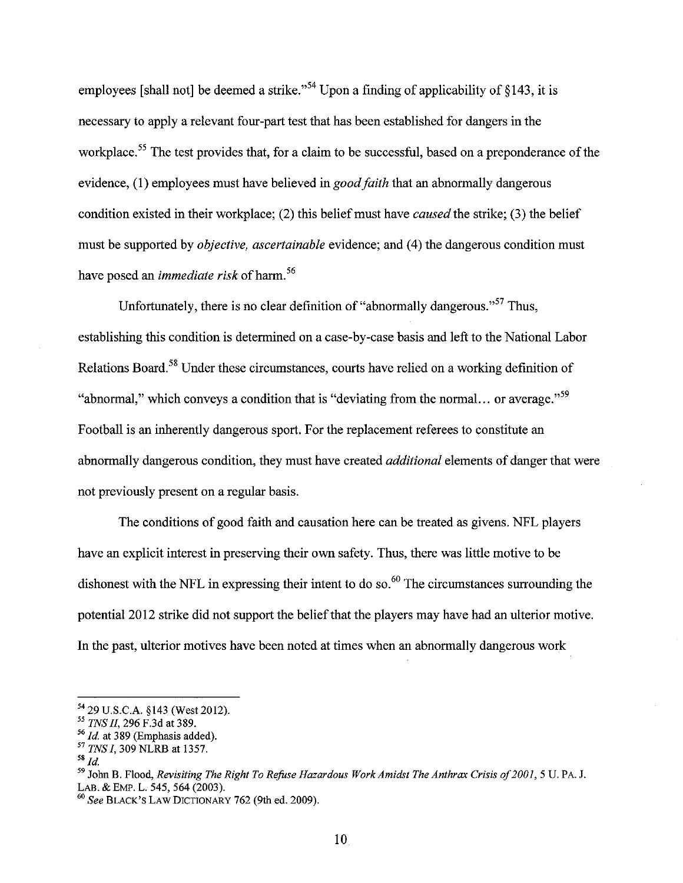employees [shall not] be deemed a strike."[54] Upon a finding of applicability of §143, it is necessary to apply a relevant four-part test that has been established for dangers in the workplace.[55] The test provides that, for a claim to be successful, based on a preponderance of the evidence, (1) employees must have believed in *good faith* that an abnormally dangerous condition existed in their workplace; (2) this belief must have *caused* the strike; (3) the belief must be supported by *objective, ascertainable* evidence; and (4) the dangerous condition must have posed an *immediate risk* of harm.[56]

Unfortunately, there is no clear definition of "abnormally dangerous."[57] Thus, establishing this condition is determined on a case-by-case basis and left to the National Labor Relations Board.[58] Under these circumstances, courts have relied on a working definition of "abnormal," which conveys a condition that is "deviating from the normal… or average."[59] Football is an inherently dangerous sport. For the replacement referees to constitute an abnormally dangerous condition, they must have created *additional* elements of danger that were not previously present on a regular basis.

The conditions of good faith and causation here can be treated as givens. NFL players have an explicit interest in preserving their own safety. Thus, there was little motive to be dishonest with the NFL in expressing their intent to do so.[60] The circumstances surrounding the potential 2012 strike did not support the belief that the players may have had an ulterior motive. In the past, ulterior motives have been noted at times when an abnormally dangerous work

---

[54] 29 U.S.C.A. §143 (West 2012).

[55] *TNS II*, 296 F.3d at 389.

[56] *Id.* at 389 (Emphasis added).

[57] *TNS I*, 309 NLRB at 1357.

[58] *Id.*

[59] John B. Flood, *Revisiting The Right To Refuse Hazardous Work Amidst The Anthrax Crisis of 2001*, 5 U. PA. J. LAB. & EMP. L. 545, 564 (2003).

[60] *See* BLACK'S LAW DICTIONARY 762 (9th ed. 2009).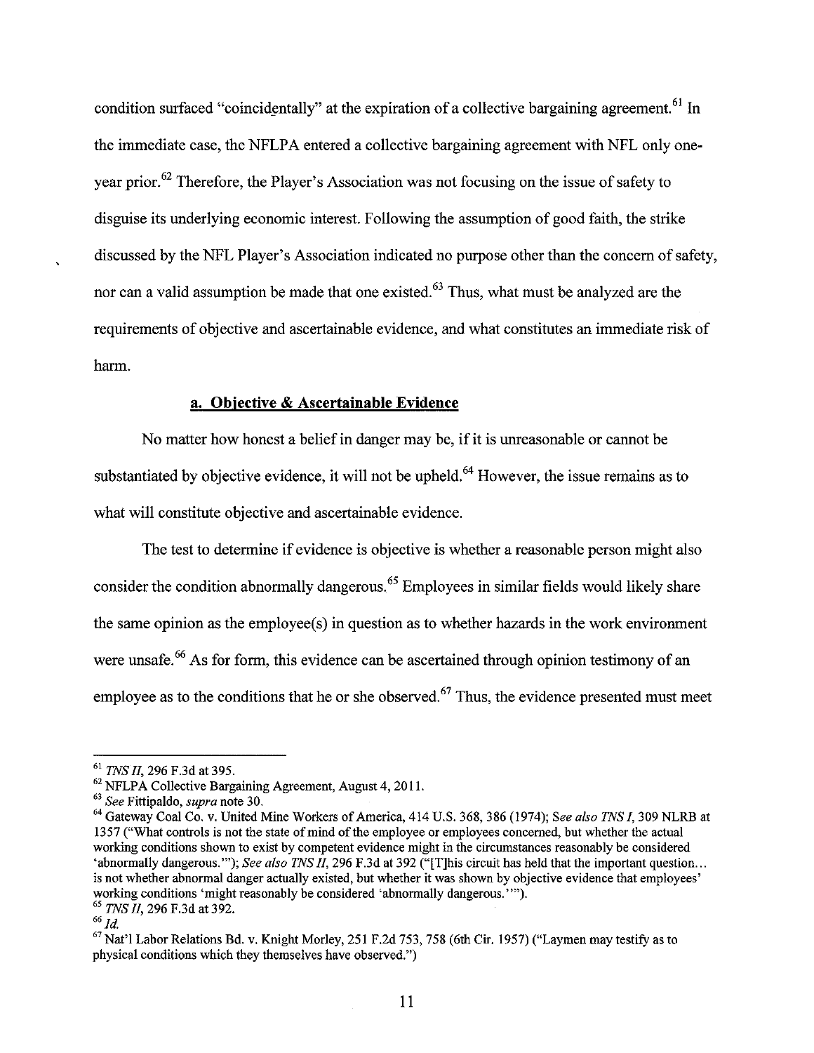condition surfaced "coincidentally" at the expiration of a collective bargaining agreement.[61] In the immediate case, the NFLPA entered a collective bargaining agreement with NFL only one-year prior.[62] Therefore, the Player's Association was not focusing on the issue of safety to disguise its underlying economic interest. Following the assumption of good faith, the strike discussed by the NFL Player's Association indicated no purpose other than the concern of safety, nor can a valid assumption be made that one existed.[63] Thus, what must be analyzed are the requirements of objective and ascertainable evidence, and what constitutes an immediate risk of harm.

**a. Objective & Ascertainable Evidence**

No matter how honest a belief in danger may be, if it is unreasonable or cannot be substantiated by objective evidence, it will not be upheld.[64] However, the issue remains as to what will constitute objective and ascertainable evidence.

The test to determine if evidence is objective is whether a reasonable person might also consider the condition abnormally dangerous.[65] Employees in similar fields would likely share the same opinion as the employee(s) in question as to whether hazards in the work environment were unsafe.[66] As for form, this evidence can be ascertained through opinion testimony of an employee as to the conditions that he or she observed.[67] Thus, the evidence presented must meet

---

[61] *TNS II*, 296 F.3d at 395.

[62] NFLPA Collective Bargaining Agreement, August 4, 2011.

[63] *See* Fittipaldo, *supra* note 30.

[64] Gateway Coal Co. v. United Mine Workers of America, 414 U.S. 368, 386 (1974); *See also TNS I*, 309 NLRB at 1357 ("What controls is not the state of mind of the employee or employees concerned, but whether the actual working conditions shown to exist by competent evidence might in the circumstances reasonably be considered 'abnormally dangerous.'"); *See also TNS II*, 296 F.3d at 392 ("[T]his circuit has held that the important question… is not whether abnormal danger actually existed, but whether it was shown by objective evidence that employees' working conditions 'might reasonably be considered 'abnormally dangerous.''").

[65] *TNS II*, 296 F.3d at 392.

[66] *Id.*

[67] Nat'l Labor Relations Bd. v. Knight Morley, 251 F.2d 753, 758 (6th Cir. 1957) ("Laymen may testify as to physical conditions which they themselves have observed.")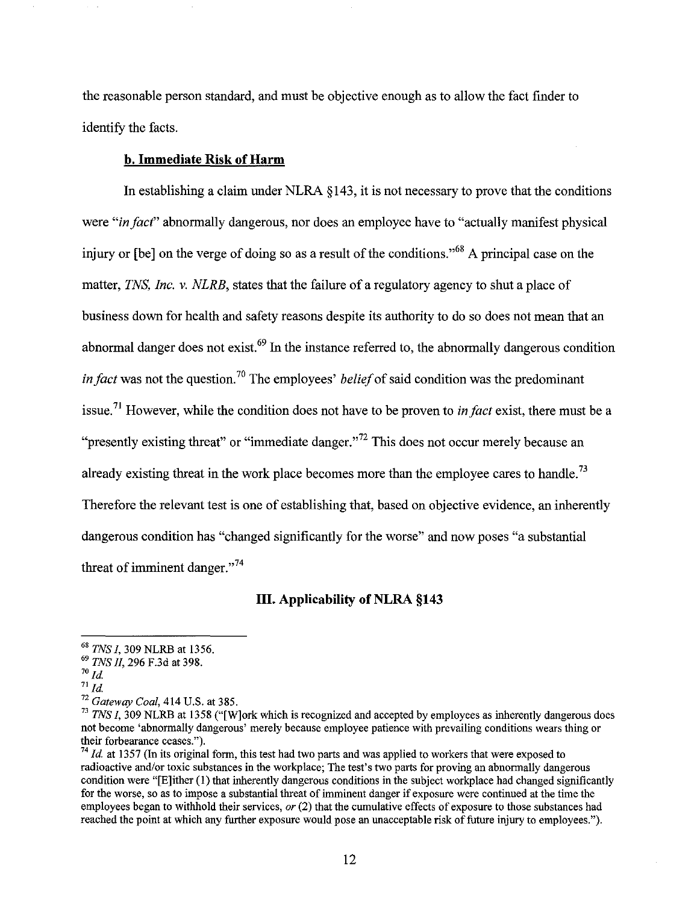the reasonable person standard, and must be objective enough as to allow the fact finder to identify the facts.

### b. Immediate Risk of Harm

In establishing a claim under NLRA §143, it is not necessary to prove that the conditions were "*in fact*" abnormally dangerous, nor does an employee have to "actually manifest physical injury or [be] on the verge of doing so as a result of the conditions."[68] A principal case on the matter, *TNS, Inc. v. NLRB*, states that the failure of a regulatory agency to shut a place of business down for health and safety reasons despite its authority to do so does not mean that an abnormal danger does not exist.[69] In the instance referred to, the abnormally dangerous condition *in fact* was not the question.[70] The employees' *belief* of said condition was the predominant issue.[71] However, while the condition does not have to be proven to *in fact* exist, there must be a "presently existing threat" or "immediate danger."[72] This does not occur merely because an already existing threat in the work place becomes more than the employee cares to handle.[73] Therefore the relevant test is one of establishing that, based on objective evidence, an inherently dangerous condition has "changed significantly for the worse" and now poses "a substantial threat of imminent danger."[74]

## III. Applicability of NLRA §143

---

[68] *TNS I*, 309 NLRB at 1356.

[69] *TNS II*, 296 F.3d at 398.

[70] *Id.*

[71] *Id.*

[72] *Gateway Coal*, 414 U.S. at 385.

[73] *TNS I*, 309 NLRB at 1358 ("[W]ork which is recognized and accepted by employees as inherently dangerous does not become 'abnormally dangerous' merely because employee patience with prevailing conditions wears thing or their forbearance ceases.").

[74] *Id.* at 1357 (In its original form, this test had two parts and was applied to workers that were exposed to radioactive and/or toxic substances in the workplace; The test's two parts for proving an abnormally dangerous condition were "[E]ither (1) that inherently dangerous conditions in the subject workplace had changed significantly for the worse, so as to impose a substantial threat of imminent danger if exposure were continued at the time the employees began to withhold their services, *or* (2) that the cumulative effects of exposure to those substances had reached the point at which any further exposure would pose an unacceptable risk of future injury to employees.").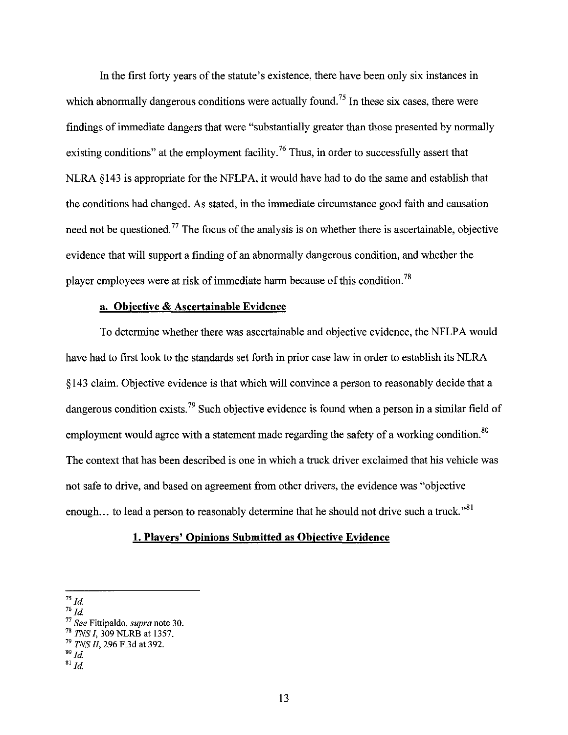In the first forty years of the statute's existence, there have been only six instances in which abnormally dangerous conditions were actually found.[75] In these six cases, there were findings of immediate dangers that were "substantially greater than those presented by normally existing conditions" at the employment facility.[76] Thus, in order to successfully assert that NLRA §143 is appropriate for the NFLPA, it would have had to do the same and establish that the conditions had changed. As stated, in the immediate circumstance good faith and causation need not be questioned.[77] The focus of the analysis is on whether there is ascertainable, objective evidence that will support a finding of an abnormally dangerous condition, and whether the player employees were at risk of immediate harm because of this condition.[78]

### **a. Objective & Ascertainable Evidence**

To determine whether there was ascertainable and objective evidence, the NFLPA would have had to first look to the standards set forth in prior case law in order to establish its NLRA §143 claim. Objective evidence is that which will convince a person to reasonably decide that a dangerous condition exists.[79] Such objective evidence is found when a person in a similar field of employment would agree with a statement made regarding the safety of a working condition.[80] The context that has been described is one in which a truck driver exclaimed that his vehicle was not safe to drive, and based on agreement from other drivers, the evidence was "objective enough… to lead a person to reasonably determine that he should not drive such a truck."[81]

#### **1. Players' Opinions Submitted as Objective Evidence**

---

[75] *Id.*

[76] *Id.*

[77] *See* Fittipaldo, *supra* note 30.

[78] *TNS I*, 309 NLRB at 1357.

[79] *TNS II*, 296 F.3d at 392.

[80] *Id.*

[81] *Id.*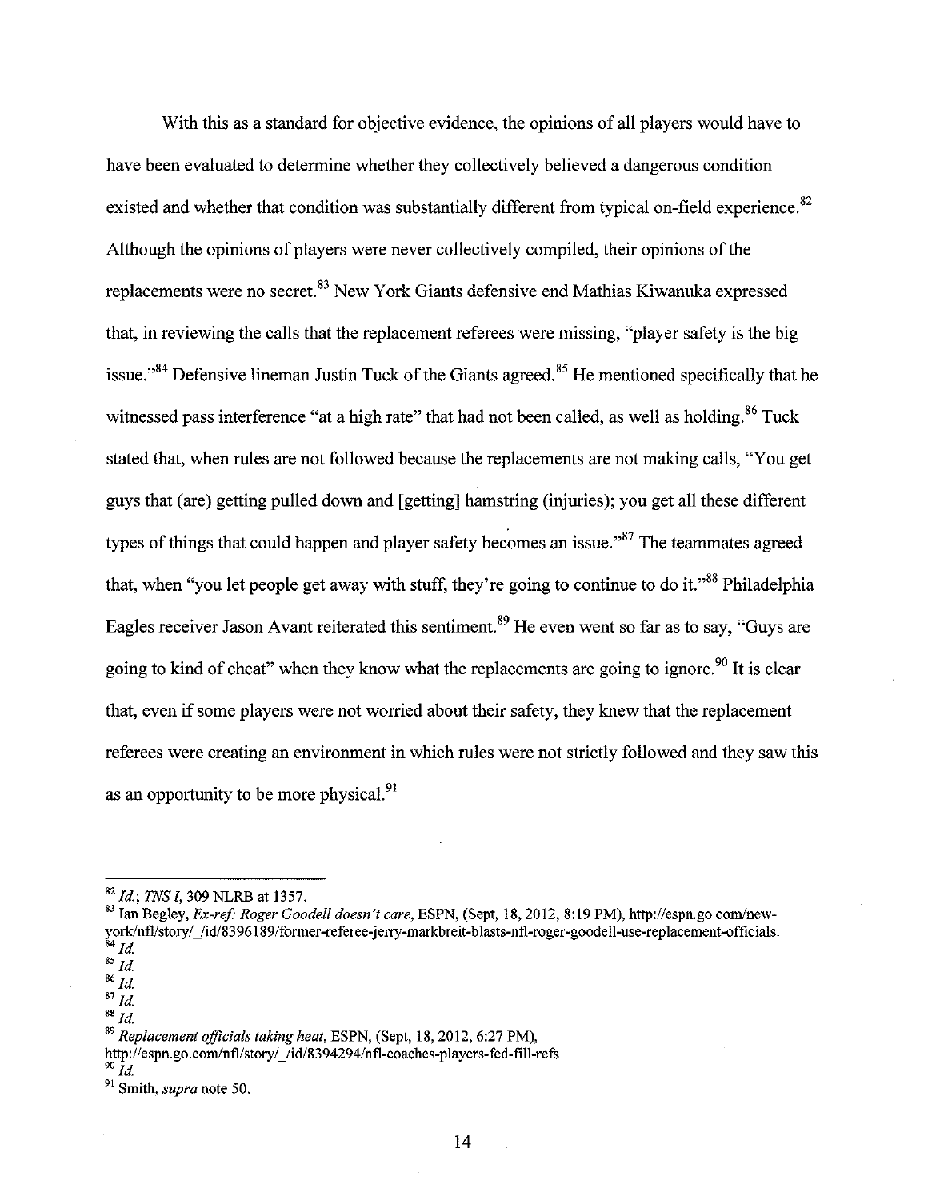With this as a standard for objective evidence, the opinions of all players would have to have been evaluated to determine whether they collectively believed a dangerous condition existed and whether that condition was substantially different from typical on-field experience.[82] Although the opinions of players were never collectively compiled, their opinions of the replacements were no secret.[83] New York Giants defensive end Mathias Kiwanuka expressed that, in reviewing the calls that the replacement referees were missing, "player safety is the big issue."[84] Defensive lineman Justin Tuck of the Giants agreed.[85] He mentioned specifically that he witnessed pass interference "at a high rate" that had not been called, as well as holding.[86] Tuck stated that, when rules are not followed because the replacements are not making calls, "You get guys that (are) getting pulled down and [getting] hamstring (injuries); you get all these different types of things that could happen and player safety becomes an issue."[87] The teammates agreed that, when "you let people get away with stuff, they're going to continue to do it."[88] Philadelphia Eagles receiver Jason Avant reiterated this sentiment.[89] He even went so far as to say, "Guys are going to kind of cheat" when they know what the replacements are going to ignore.[90] It is clear that, even if some players were not worried about their safety, they knew that the replacement referees were creating an environment in which rules were not strictly followed and they saw this as an opportunity to be more physical.[91]

---

[82] *Id.*; *TNS I*, 309 NLRB at 1357.

[83] Ian Begley, *Ex-ref: Roger Goodell doesn't care*, ESPN, (Sept, 18, 2012, 8:19 PM), http://espn.go.com/new-york/nfl/story/_/id/8396189/former-referee-jerry-markbreit-blasts-nfl-roger-goodell-use-replacement-officials.

[84] *Id.*

[85] *Id.*

[86] *Id.*

[87] *Id.*

[88] *Id.*

[89] *Replacement officials taking heat*, ESPN, (Sept, 18, 2012, 6:27 PM), http://espn.go.com/nfl/story/_/id/8394294/nfl-coaches-players-fed-fill-refs

[90] *Id.*

[91] Smith, *supra* note 50.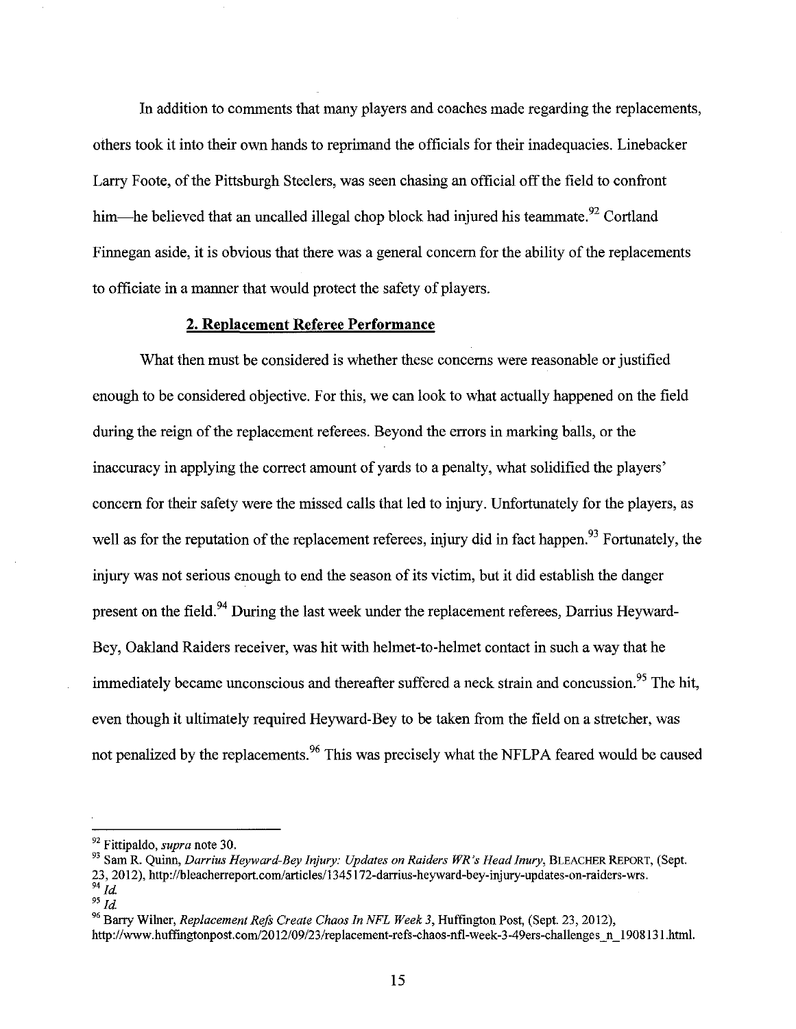In addition to comments that many players and coaches made regarding the replacements, others took it into their own hands to reprimand the officials for their inadequacies. Linebacker Larry Foote, of the Pittsburgh Steelers, was seen chasing an official off the field to confront him—he believed that an uncalled illegal chop block had injured his teammate.[92] Cortland Finnegan aside, it is obvious that there was a general concern for the ability of the replacements to officiate in a manner that would protect the safety of players.

### 2. Replacement Referee Performance

What then must be considered is whether these concerns were reasonable or justified enough to be considered objective. For this, we can look to what actually happened on the field during the reign of the replacement referees. Beyond the errors in marking balls, or the inaccuracy in applying the correct amount of yards to a penalty, what solidified the players' concern for their safety were the missed calls that led to injury. Unfortunately for the players, as well as for the reputation of the replacement referees, injury did in fact happen.[93] Fortunately, the injury was not serious enough to end the season of its victim, but it did establish the danger present on the field.[94] During the last week under the replacement referees, Darrius Heyward-Bey, Oakland Raiders receiver, was hit with helmet-to-helmet contact in such a way that he immediately became unconscious and thereafter suffered a neck strain and concussion.[95] The hit, even though it ultimately required Heyward-Bey to be taken from the field on a stretcher, was not penalized by the replacements.[96] This was precisely what the NFLPA feared would be caused

---

[92] Fittipaldo, *supra* note 30.

[93] Sam R. Quinn, *Darrius Heyward-Bey Injury: Updates on Raiders WR's Head Inury*, BLEACHER REPORT, (Sept. 23, 2012), http://bleacherreport.com/articles/1345172-darrius-heyward-bey-injury-updates-on-raiders-wrs.

[94] *Id.*

[95] *Id.*

[96] Barry Wilner, *Replacement Refs Create Chaos In NFL Week 3*, Huffington Post, (Sept. 23, 2012), http://www.huffingtonpost.com/2012/09/23/replacement-refs-chaos-nfl-week-3-49ers-challenges_n_1908131.html.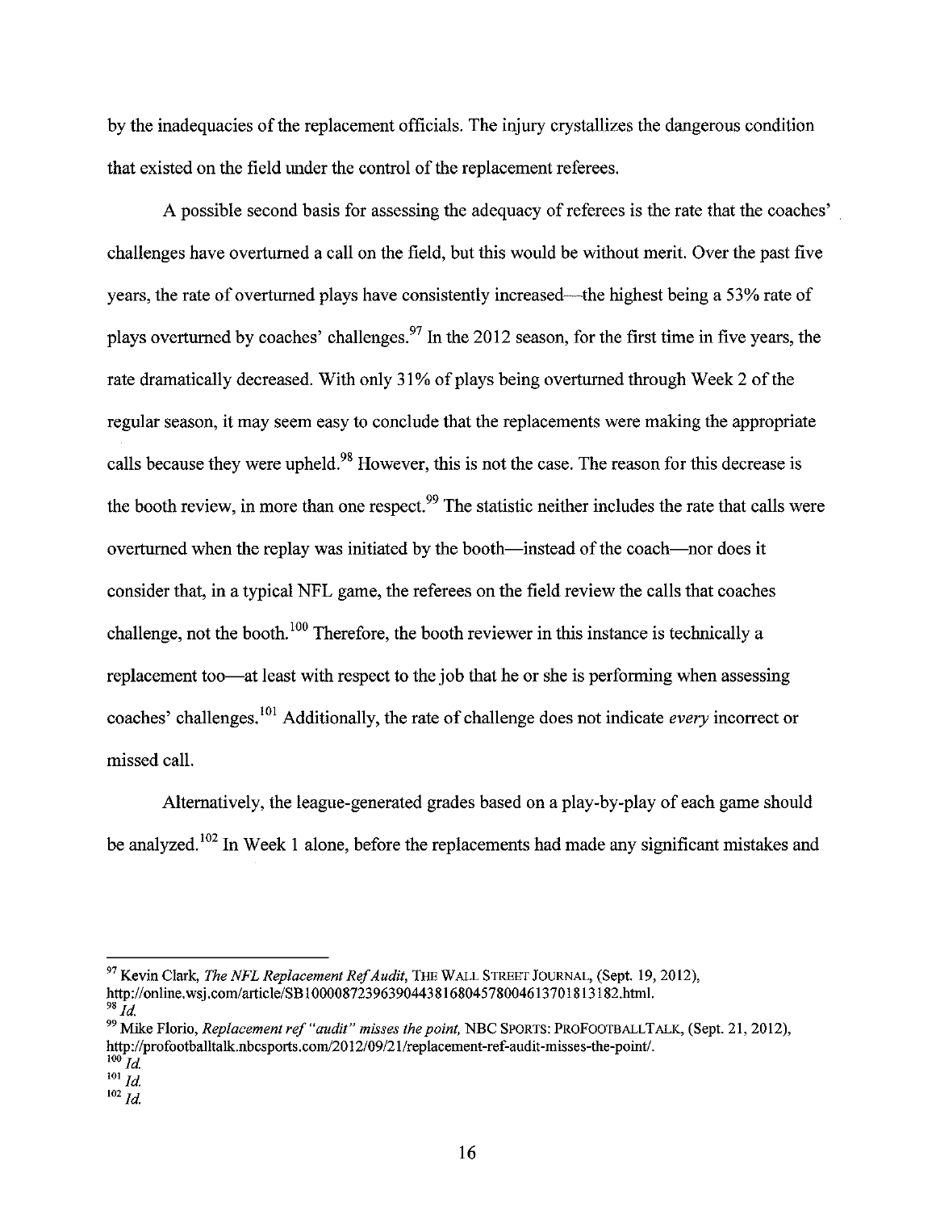by the inadequacies of the replacement officials. The injury crystallizes the dangerous condition that existed on the field under the control of the replacement referees.

A possible second basis for assessing the adequacy of referees is the rate that the coaches' challenges have overturned a call on the field, but this would be without merit. Over the past five years, the rate of overturned plays have consistently increased—the highest being a 53% rate of plays overturned by coaches' challenges.[97] In the 2012 season, for the first time in five years, the rate dramatically decreased. With only 31% of plays being overturned through Week 2 of the regular season, it may seem easy to conclude that the replacements were making the appropriate calls because they were upheld.[98] However, this is not the case. The reason for this decrease is the booth review, in more than one respect.[99] The statistic neither includes the rate that calls were overturned when the replay was initiated by the booth—instead of the coach—nor does it consider that, in a typical NFL game, the referees on the field review the calls that coaches challenge, not the booth.[100] Therefore, the booth reviewer in this instance is technically a replacement too—at least with respect to the job that he or she is performing when assessing coaches' challenges.[101] Additionally, the rate of challenge does not indicate *every* incorrect or missed call.

Alternatively, the league-generated grades based on a play-by-play of each game should be analyzed.[102] In Week 1 alone, before the replacements had made any significant mistakes and

---

[97] Kevin Clark, *The NFL Replacement Ref Audit*, THE WALL STREET JOURNAL, (Sept. 19, 2012), http://online.wsj.com/article/SB10000872396390443816804578004613701813182.html.
[98] *Id.*
[99] Mike Florio, *Replacement ref "audit" misses the point*, NBC SPORTS: PROFOOTBALLTALK, (Sept. 21, 2012), http://profootballtalk.nbcsports.com/2012/09/21/replacement-ref-audit-misses-the-point/.
[100] *Id.*
[101] *Id.*
[102] *Id.*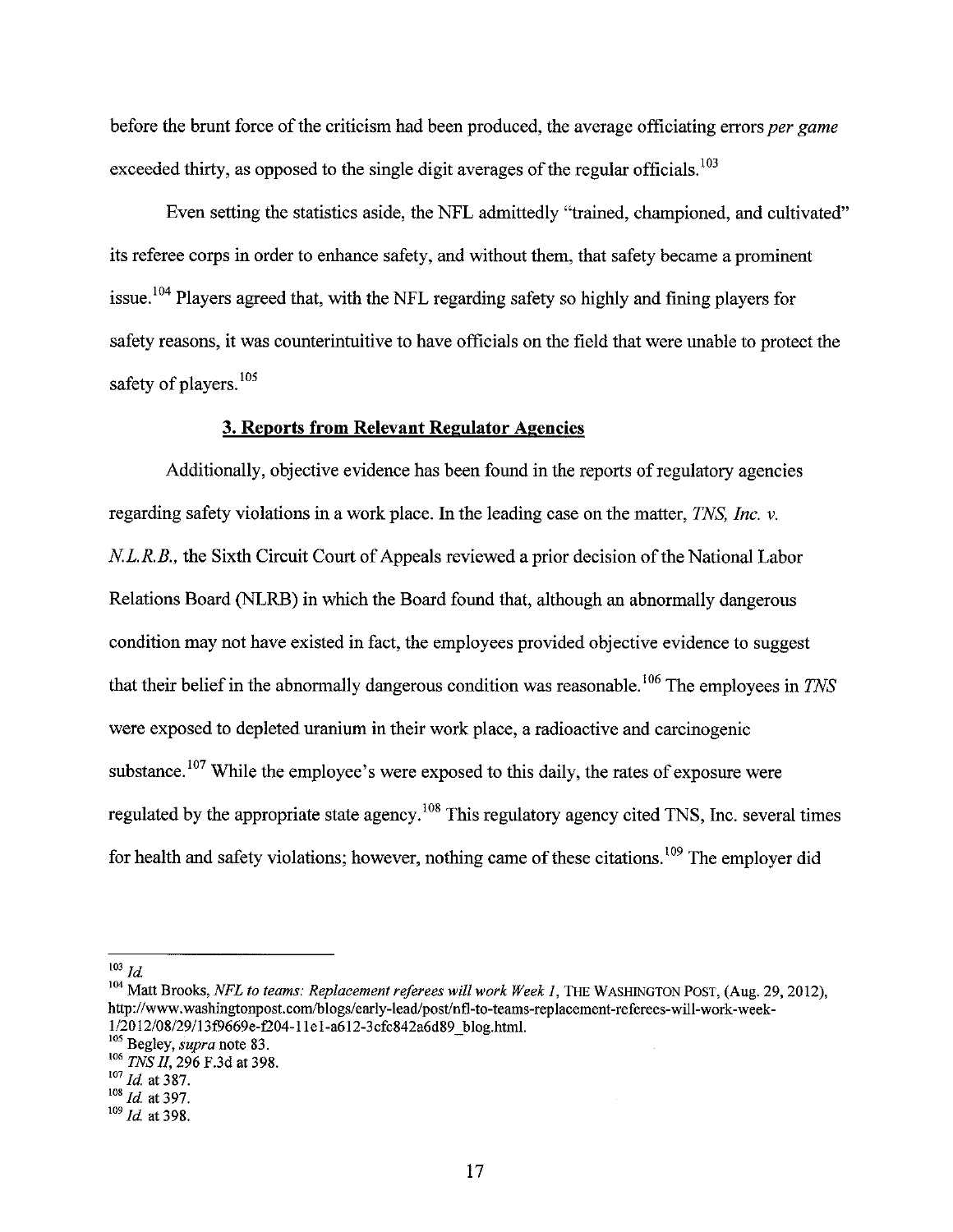before the brunt force of the criticism had been produced, the average officiating errors *per game* exceeded thirty, as opposed to the single digit averages of the regular officials.[103]

Even setting the statistics aside, the NFL admittedly "trained, championed, and cultivated" its referee corps in order to enhance safety, and without them, that safety became a prominent issue.[104] Players agreed that, with the NFL regarding safety so highly and fining players for safety reasons, it was counterintuitive to have officials on the field that were unable to protect the safety of players.[105]

### 3. Reports from Relevant Regulator Agencies

Additionally, objective evidence has been found in the reports of regulatory agencies regarding safety violations in a work place. In the leading case on the matter, *TNS, Inc. v. N.L.R.B.*, the Sixth Circuit Court of Appeals reviewed a prior decision of the National Labor Relations Board (NLRB) in which the Board found that, although an abnormally dangerous condition may not have existed in fact, the employees provided objective evidence to suggest that their belief in the abnormally dangerous condition was reasonable.[106] The employees in *TNS* were exposed to depleted uranium in their work place, a radioactive and carcinogenic substance.[107] While the employee's were exposed to this daily, the rates of exposure were regulated by the appropriate state agency.[108] This regulatory agency cited TNS, Inc. several times for health and safety violations; however, nothing came of these citations.[109] The employer did

---

[103] *Id.*

[104] Matt Brooks, *NFL to teams: Replacement referees will work Week 1*, THE WASHINGTON POST, (Aug. 29, 2012), http://www.washingtonpost.com/blogs/early-lead/post/nfl-to-teams-replacement-referees-will-work-week-1/2012/08/29/13f9669e-f204-11e1-a612-3cfc842a6d89_blog.html.

[105] Begley, *supra* note 83.

[106] *TNS II*, 296 F.3d at 398.

[107] *Id.* at 387.

[108] *Id.* at 397.

[109] *Id.* at 398.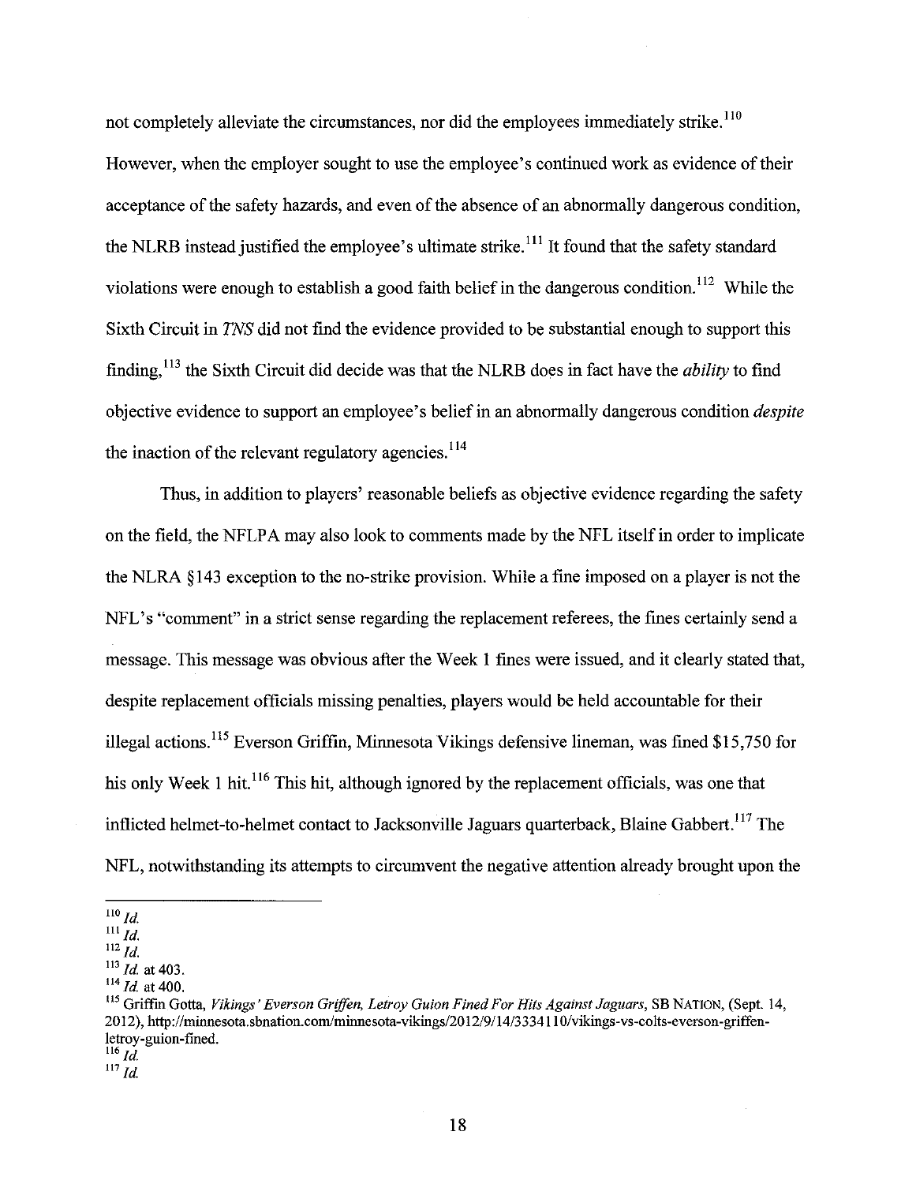not completely alleviate the circumstances, nor did the employees immediately strike.[110] However, when the employer sought to use the employee's continued work as evidence of their acceptance of the safety hazards, and even of the absence of an abnormally dangerous condition, the NLRB instead justified the employee's ultimate strike.[111] It found that the safety standard violations were enough to establish a good faith belief in the dangerous condition.[112] While the Sixth Circuit in *TNS* did not find the evidence provided to be substantial enough to support this finding,[113] the Sixth Circuit did decide was that the NLRB does in fact have the *ability* to find objective evidence to support an employee's belief in an abnormally dangerous condition *despite* the inaction of the relevant regulatory agencies.[114]

Thus, in addition to players' reasonable beliefs as objective evidence regarding the safety on the field, the NFLPA may also look to comments made by the NFL itself in order to implicate the NLRA §143 exception to the no-strike provision. While a fine imposed on a player is not the NFL's "comment" in a strict sense regarding the replacement referees, the fines certainly send a message. This message was obvious after the Week 1 fines were issued, and it clearly stated that, despite replacement officials missing penalties, players would be held accountable for their illegal actions.[115] Everson Griffin, Minnesota Vikings defensive lineman, was fined $15,750 for his only Week 1 hit.[116] This hit, although ignored by the replacement officials, was one that inflicted helmet-to-helmet contact to Jacksonville Jaguars quarterback, Blaine Gabbert.[117] The NFL, notwithstanding its attempts to circumvent the negative attention already brought upon the

---

[110] *Id.*

[111] *Id.*

[112] *Id.*

[113] *Id.* at 403.

[114] *Id.* at 400.

[115] Griffin Gotta, *Vikings' Everson Griffen, Letroy Guion Fined For Hits Against Jaguars*, SB NATION, (Sept. 14, 2012), http://minnesota.sbnation.com/minnesota-vikings/2012/9/14/3334110/vikings-vs-colts-everson-griffen-letroy-guion-fined.

[116] *Id.*

[117] *Id.*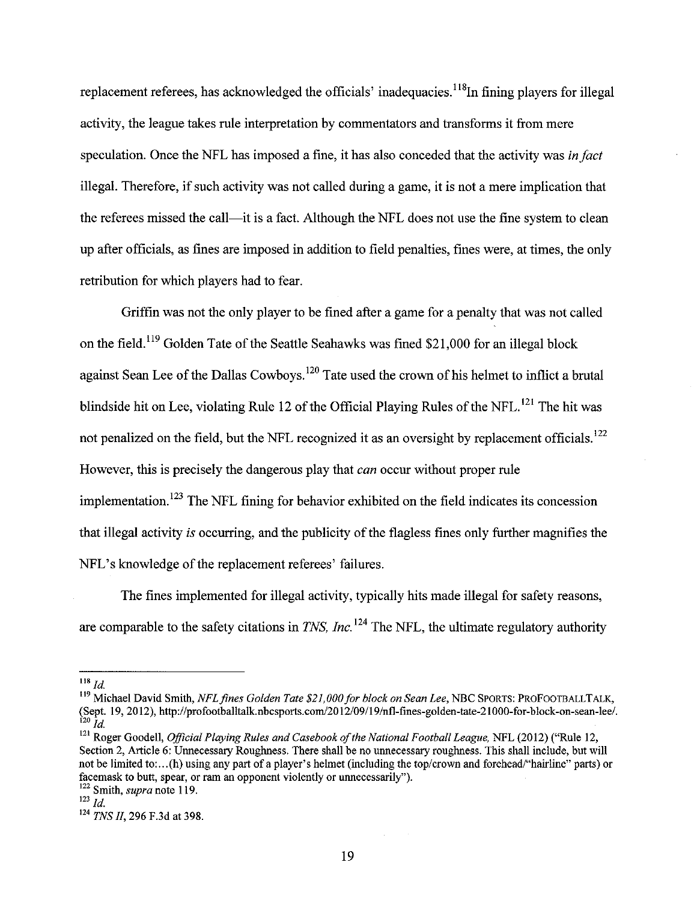replacement referees, has acknowledged the officials' inadequacies.[118]In fining players for illegal activity, the league takes rule interpretation by commentators and transforms it from mere speculation. Once the NFL has imposed a fine, it has also conceded that the activity was *in fact* illegal. Therefore, if such activity was not called during a game, it is not a mere implication that the referees missed the call—it is a fact. Although the NFL does not use the fine system to clean up after officials, as fines are imposed in addition to field penalties, fines were, at times, the only retribution for which players had to fear.

Griffin was not the only player to be fined after a game for a penalty that was not called on the field.[119] Golden Tate of the Seattle Seahawks was fined $21,000 for an illegal block against Sean Lee of the Dallas Cowboys.[120] Tate used the crown of his helmet to inflict a brutal blindside hit on Lee, violating Rule 12 of the Official Playing Rules of the NFL.[121] The hit was not penalized on the field, but the NFL recognized it as an oversight by replacement officials.[122] However, this is precisely the dangerous play that *can* occur without proper rule implementation.[123] The NFL fining for behavior exhibited on the field indicates its concession that illegal activity *is* occurring, and the publicity of the flagless fines only further magnifies the NFL's knowledge of the replacement referees' failures.

The fines implemented for illegal activity, typically hits made illegal for safety reasons, are comparable to the safety citations in *TNS, Inc.*[124] The NFL, the ultimate regulatory authority

---

[118] *Id.*

[119] Michael David Smith, *NFL fines Golden Tate $21,000 for block on Sean Lee*, NBC SPORTS: PROFOOTBALLTALK, (Sept. 19, 2012), http://profootballtalk.nbcsports.com/2012/09/19/nfl-fines-golden-tate-21000-for-block-on-sean-lee/.

[120] *Id.*

[121] Roger Goodell, *Official Playing Rules and Casebook of the National Football League*, NFL (2012) ("Rule 12, Section 2, Article 6: Unnecessary Roughness. There shall be no unnecessary roughness. This shall include, but will not be limited to:…(h) using any part of a player's helmet (including the top/crown and forehead/"hairline" parts) or facemask to butt, spear, or ram an opponent violently or unnecessarily").

[122] Smith, *supra* note 119.

[123] *Id.*

[124] *TNS II*, 296 F.3d at 398.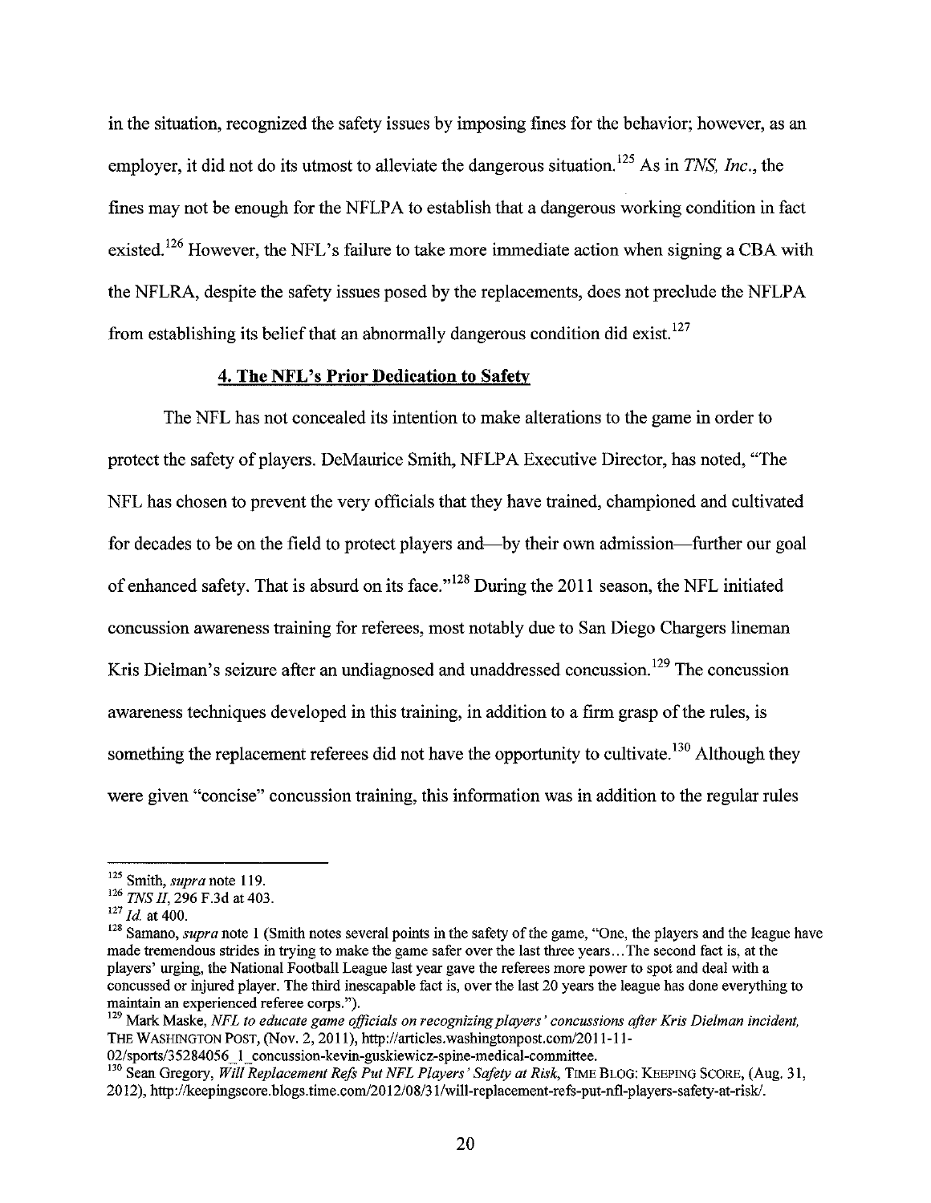in the situation, recognized the safety issues by imposing fines for the behavior; however, as an employer, it did not do its utmost to alleviate the dangerous situation.[125] As in *TNS, Inc.*, the fines may not be enough for the NFLPA to establish that a dangerous working condition in fact existed.[126] However, the NFL's failure to take more immediate action when signing a CBA with the NFLRA, despite the safety issues posed by the replacements, does not preclude the NFLPA from establishing its belief that an abnormally dangerous condition did exist.[127]

#### 4. The NFL's Prior Dedication to Safety

The NFL has not concealed its intention to make alterations to the game in order to protect the safety of players. DeMaurice Smith, NFLPA Executive Director, has noted, "The NFL has chosen to prevent the very officials that they have trained, championed and cultivated for decades to be on the field to protect players and—by their own admission—further our goal of enhanced safety. That is absurd on its face."[128] During the 2011 season, the NFL initiated concussion awareness training for referees, most notably due to San Diego Chargers lineman Kris Dielman's seizure after an undiagnosed and unaddressed concussion.[129] The concussion awareness techniques developed in this training, in addition to a firm grasp of the rules, is something the replacement referees did not have the opportunity to cultivate.[130] Although they were given "concise" concussion training, this information was in addition to the regular rules

---

[125] Smith, *supra* note 119.

[126] *TNS II*, 296 F.3d at 403.

[127] *Id.* at 400.

[128] Samano, *supra* note 1 (Smith notes several points in the safety of the game, "One, the players and the league have made tremendous strides in trying to make the game safer over the last three years…The second fact is, at the players' urging, the National Football League last year gave the referees more power to spot and deal with a concussed or injured player. The third inescapable fact is, over the last 20 years the league has done everything to maintain an experienced referee corps.").

[129] Mark Maske, *NFL to educate game officials on recognizing players' concussions after Kris Dielman incident*, THE WASHINGTON POST, (Nov. 2, 2011), http://articles.washingtonpost.com/2011-11-02/sports/35284056_1_concussion-kevin-guskiewicz-spine-medical-committee.

[130] Sean Gregory, *Will Replacement Refs Put NFL Players' Safety at Risk*, TIME BLOG: KEEPING SCORE, (Aug. 31, 2012), http://keepingscore.blogs.time.com/2012/08/31/will-replacement-refs-put-nfl-players-safety-at-risk/.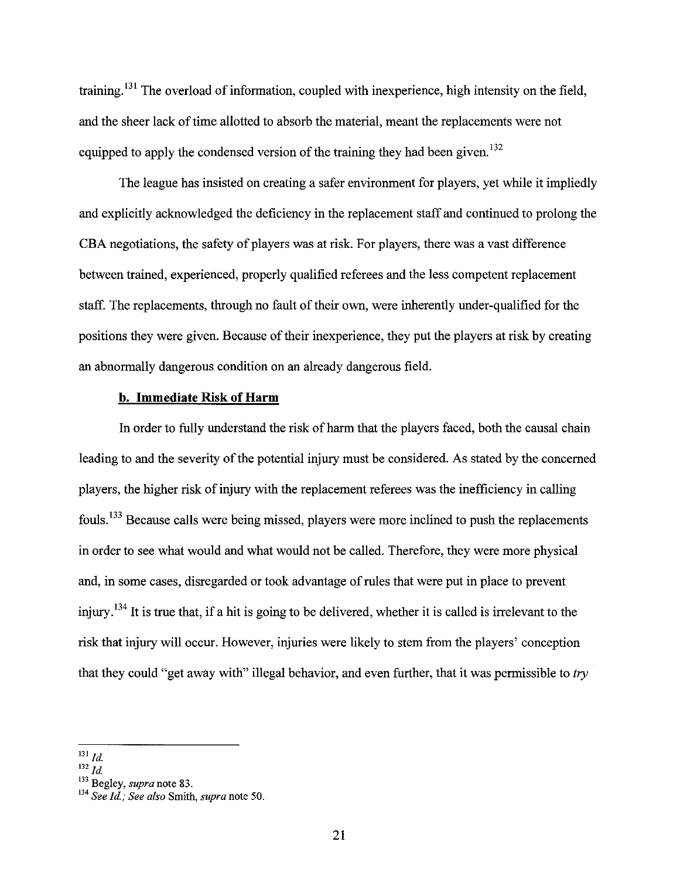training.[131] The overload of information, coupled with inexperience, high intensity on the field, and the sheer lack of time allotted to absorb the material, meant the replacements were not equipped to apply the condensed version of the training they had been given.[132]

The league has insisted on creating a safer environment for players, yet while it impliedly and explicitly acknowledged the deficiency in the replacement staff and continued to prolong the CBA negotiations, the safety of players was at risk. For players, there was a vast difference between trained, experienced, properly qualified referees and the less competent replacement staff. The replacements, through no fault of their own, were inherently under-qualified for the positions they were given. Because of their inexperience, they put the players at risk by creating an abnormally dangerous condition on an already dangerous field.

**b. Immediate Risk of Harm**

In order to fully understand the risk of harm that the players faced, both the causal chain leading to and the severity of the potential injury must be considered. As stated by the concerned players, the higher risk of injury with the replacement referees was the inefficiency in calling fouls.[133] Because calls were being missed, players were more inclined to push the replacements in order to see what would and what would not be called. Therefore, they were more physical and, in some cases, disregarded or took advantage of rules that were put in place to prevent injury.[134] It is true that, if a hit is going to be delivered, whether it is called is irrelevant to the risk that injury will occur. However, injuries were likely to stem from the players' conception that they could "get away with" illegal behavior, and even further, that it was permissible to *try*

---

[131] *Id.*
[132] *Id.*
[133] Begley, *supra* note 83.
[134] *See Id.; See also* Smith, *supra* note 50.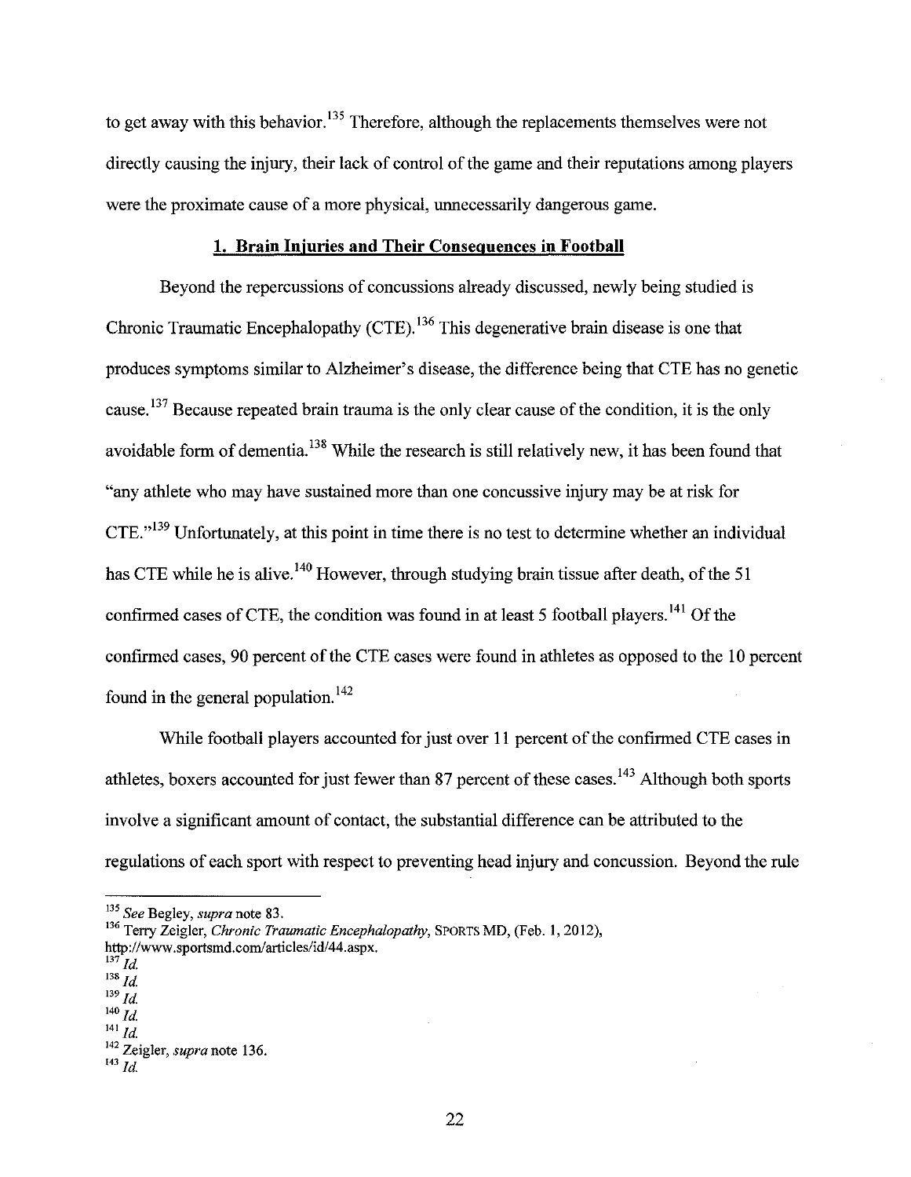to get away with this behavior.[135] Therefore, although the replacements themselves were not directly causing the injury, their lack of control of the game and their reputations among players were the proximate cause of a more physical, unnecessarily dangerous game.

### 1. Brain Injuries and Their Consequences in Football

Beyond the repercussions of concussions already discussed, newly being studied is Chronic Traumatic Encephalopathy (CTE).[136] This degenerative brain disease is one that produces symptoms similar to Alzheimer's disease, the difference being that CTE has no genetic cause.[137] Because repeated brain trauma is the only clear cause of the condition, it is the only avoidable form of dementia.[138] While the research is still relatively new, it has been found that "any athlete who may have sustained more than one concussive injury may be at risk for CTE."[139] Unfortunately, at this point in time there is no test to determine whether an individual has CTE while he is alive.[140] However, through studying brain tissue after death, of the 51 confirmed cases of CTE, the condition was found in at least 5 football players.[141] Of the confirmed cases, 90 percent of the CTE cases were found in athletes as opposed to the 10 percent found in the general population.[142]

While football players accounted for just over 11 percent of the confirmed CTE cases in athletes, boxers accounted for just fewer than 87 percent of these cases.[143] Although both sports involve a significant amount of contact, the substantial difference can be attributed to the regulations of each sport with respect to preventing head injury and concussion. Beyond the rule

---

[135] *See* Begley, *supra* note 83.
[136] Terry Zeigler, *Chronic Traumatic Encephalopathy*, SPORTS MD, (Feb. 1, 2012), http://www.sportsmd.com/articles/id/44.aspx.
[137] *Id.*
[138] *Id.*
[139] *Id.*
[140] *Id.*
[141] *Id.*
[142] Zeigler, *supra* note 136.
[143] *Id.*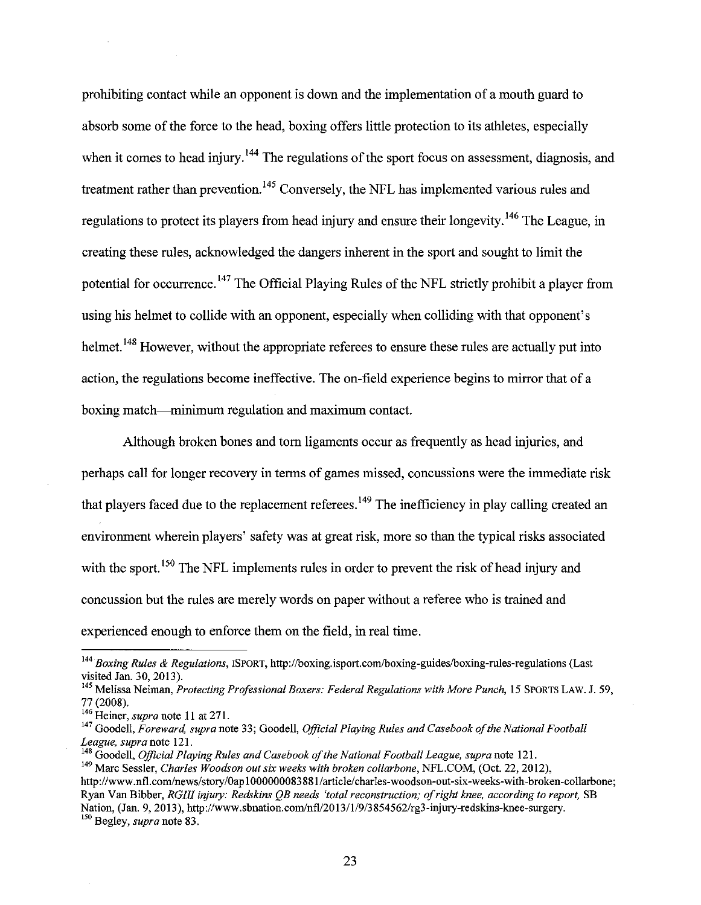prohibiting contact while an opponent is down and the implementation of a mouth guard to absorb some of the force to the head, boxing offers little protection to its athletes, especially when it comes to head injury.[144] The regulations of the sport focus on assessment, diagnosis, and treatment rather than prevention.[145] Conversely, the NFL has implemented various rules and regulations to protect its players from head injury and ensure their longevity.[146] The League, in creating these rules, acknowledged the dangers inherent in the sport and sought to limit the potential for occurrence.[147] The Official Playing Rules of the NFL strictly prohibit a player from using his helmet to collide with an opponent, especially when colliding with that opponent's helmet.[148] However, without the appropriate referees to ensure these rules are actually put into action, the regulations become ineffective. The on-field experience begins to mirror that of a boxing match—minimum regulation and maximum contact.

Although broken bones and torn ligaments occur as frequently as head injuries, and perhaps call for longer recovery in terms of games missed, concussions were the immediate risk that players faced due to the replacement referees.[149] The inefficiency in play calling created an environment wherein players' safety was at great risk, more so than the typical risks associated with the sport.[150] The NFL implements rules in order to prevent the risk of head injury and concussion but the rules are merely words on paper without a referee who is trained and experienced enough to enforce them on the field, in real time.

---

[144] *Boxing Rules & Regulations*, ISPORT, http://boxing.isport.com/boxing-guides/boxing-rules-regulations (Last visited Jan. 30, 2013).

[145] Melissa Neiman, *Protecting Professional Boxers: Federal Regulations with More Punch*, 15 SPORTS LAW. J. 59, 77 (2008).

[146] Heiner, *supra* note 11 at 271.

[147] Goodell, *Foreward, supra* note 33; Goodell, *Official Playing Rules and Casebook of the National Football League, supra* note 121.

[148] Goodell, *Official Playing Rules and Casebook of the National Football League, supra* note 121.

[149] Marc Sessler, *Charles Woodson out six weeks with broken collarbone*, NFL.COM, (Oct. 22, 2012), http://www.nfl.com/news/story/0ap1000000083881/article/charles-woodson-out-six-weeks-with-broken-collarbone; Ryan Van Bibber, *RGIII injury: Redskins QB needs 'total reconstruction; of right knee, according to report,* SB Nation, (Jan. 9, 2013), http://www.sbnation.com/nfl/2013/1/9/3854562/rg3-injury-redskins-knee-surgery.

[150] Begley, *supra* note 83.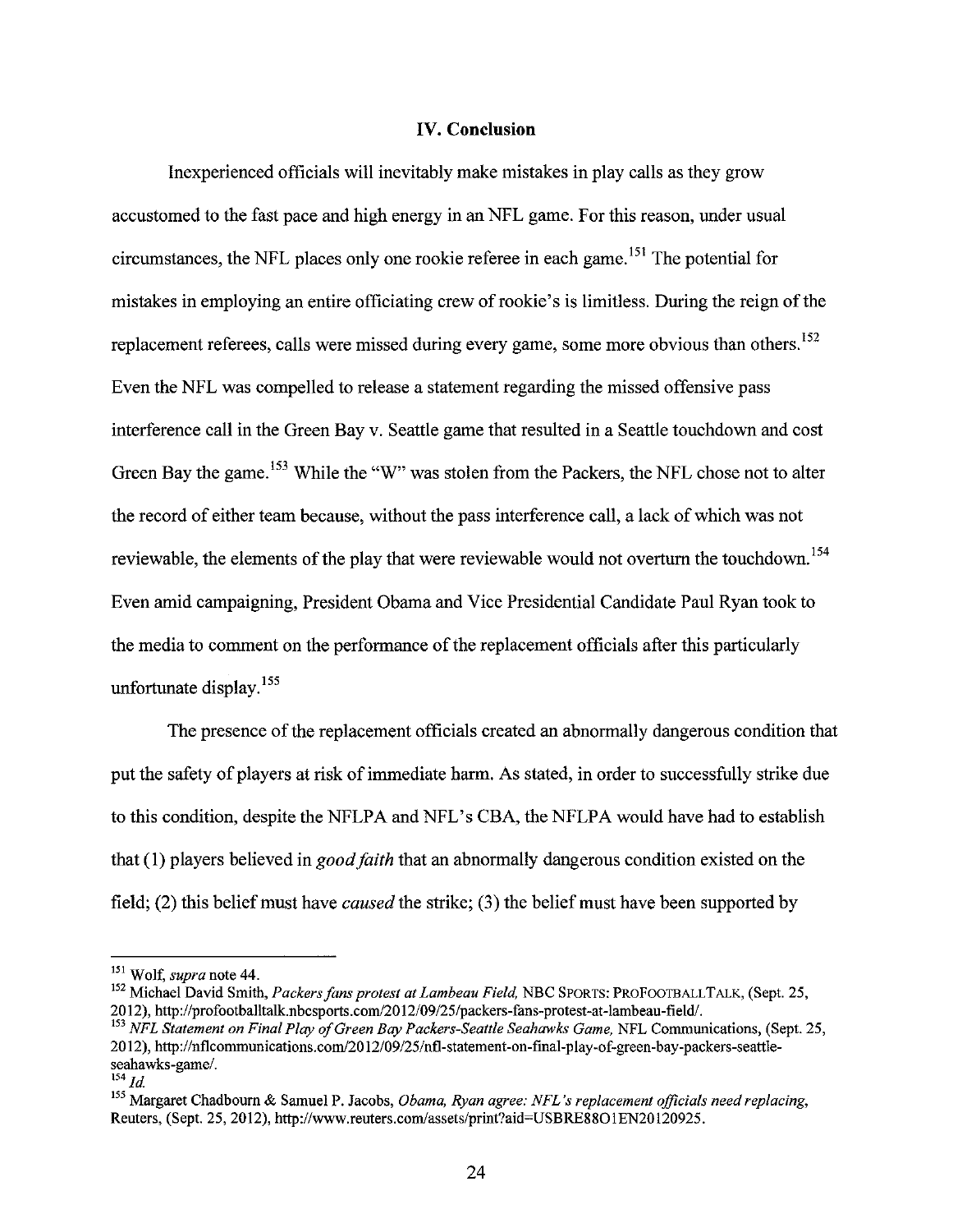## IV. Conclusion

Inexperienced officials will inevitably make mistakes in play calls as they grow accustomed to the fast pace and high energy in an NFL game. For this reason, under usual circumstances, the NFL places only one rookie referee in each game.[151] The potential for mistakes in employing an entire officiating crew of rookie's is limitless. During the reign of the replacement referees, calls were missed during every game, some more obvious than others.[152] Even the NFL was compelled to release a statement regarding the missed offensive pass interference call in the Green Bay v. Seattle game that resulted in a Seattle touchdown and cost Green Bay the game.[153] While the "W" was stolen from the Packers, the NFL chose not to alter the record of either team because, without the pass interference call, a lack of which was not reviewable, the elements of the play that were reviewable would not overturn the touchdown.[154] Even amid campaigning, President Obama and Vice Presidential Candidate Paul Ryan took to the media to comment on the performance of the replacement officials after this particularly unfortunate display.[155]

The presence of the replacement officials created an abnormally dangerous condition that put the safety of players at risk of immediate harm. As stated, in order to successfully strike due to this condition, despite the NFLPA and NFL's CBA, the NFLPA would have had to establish that (1) players believed in *good faith* that an abnormally dangerous condition existed on the field; (2) this belief must have *caused* the strike; (3) the belief must have been supported by

---

[151] Wolf, *supra* note 44.

[152] Michael David Smith, *Packers fans protest at Lambeau Field,* NBC SPORTS: PROFOOTBALLTALK, (Sept. 25, 2012), http://profootballtalk.nbcsports.com/2012/09/25/packers-fans-protest-at-lambeau-field/.

[153] *NFL Statement on Final Play of Green Bay Packers-Seattle Seahawks Game,* NFL Communications, (Sept. 25, 2012), http://nflcommunications.com/2012/09/25/nfl-statement-on-final-play-of-green-bay-packers-seattle-seahawks-game/.

[154] *Id.*

[155] Margaret Chadbourn & Samuel P. Jacobs, *Obama, Ryan agree: NFL's replacement officials need replacing,* Reuters, (Sept. 25, 2012), http://www.reuters.com/assets/print?aid=USBRE88O1EN20120925.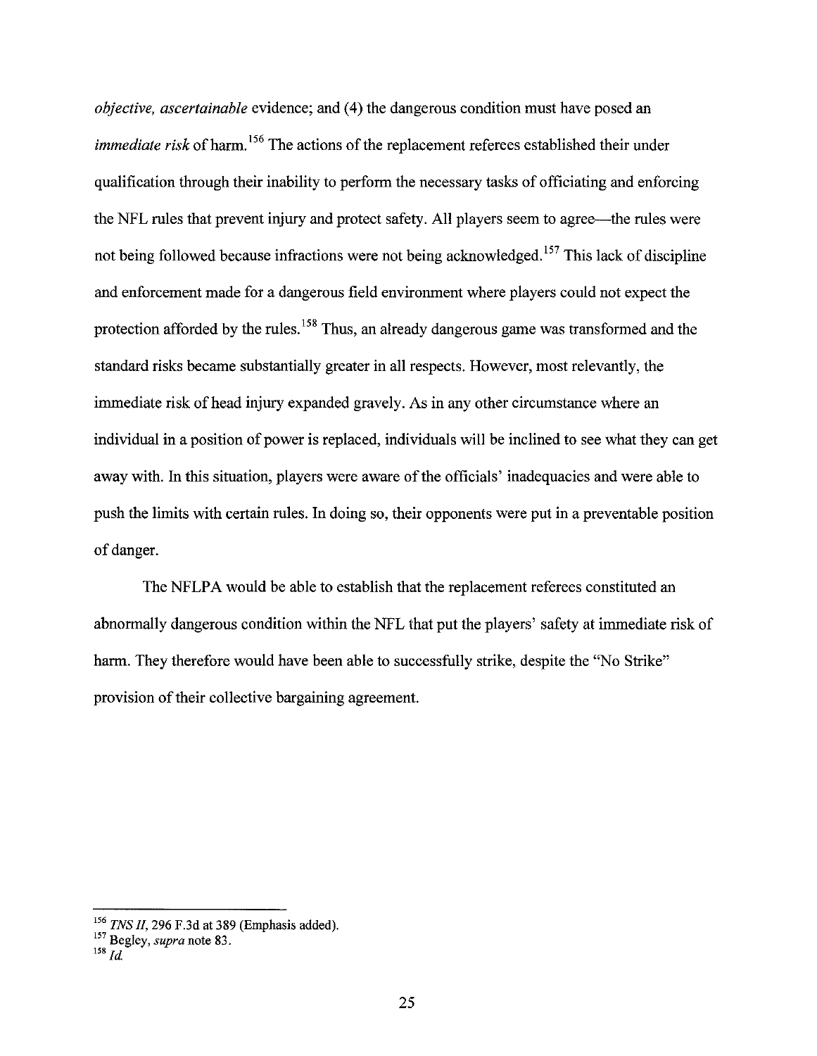*objective, ascertainable* evidence; and (4) the dangerous condition must have posed an *immediate risk* of harm.[156] The actions of the replacement referees established their under qualification through their inability to perform the necessary tasks of officiating and enforcing the NFL rules that prevent injury and protect safety. All players seem to agree—the rules were not being followed because infractions were not being acknowledged.[157] This lack of discipline and enforcement made for a dangerous field environment where players could not expect the protection afforded by the rules.[158] Thus, an already dangerous game was transformed and the standard risks became substantially greater in all respects. However, most relevantly, the immediate risk of head injury expanded gravely. As in any other circumstance where an individual in a position of power is replaced, individuals will be inclined to see what they can get away with. In this situation, players were aware of the officials' inadequacies and were able to push the limits with certain rules. In doing so, their opponents were put in a preventable position of danger.

The NFLPA would be able to establish that the replacement referees constituted an abnormally dangerous condition within the NFL that put the players' safety at immediate risk of harm. They therefore would have been able to successfully strike, despite the "No Strike" provision of their collective bargaining agreement.

---

[156] *TNS II*, 296 F.3d at 389 (Emphasis added).

[157] Begley, *supra* note 83.

[158] *Id.*